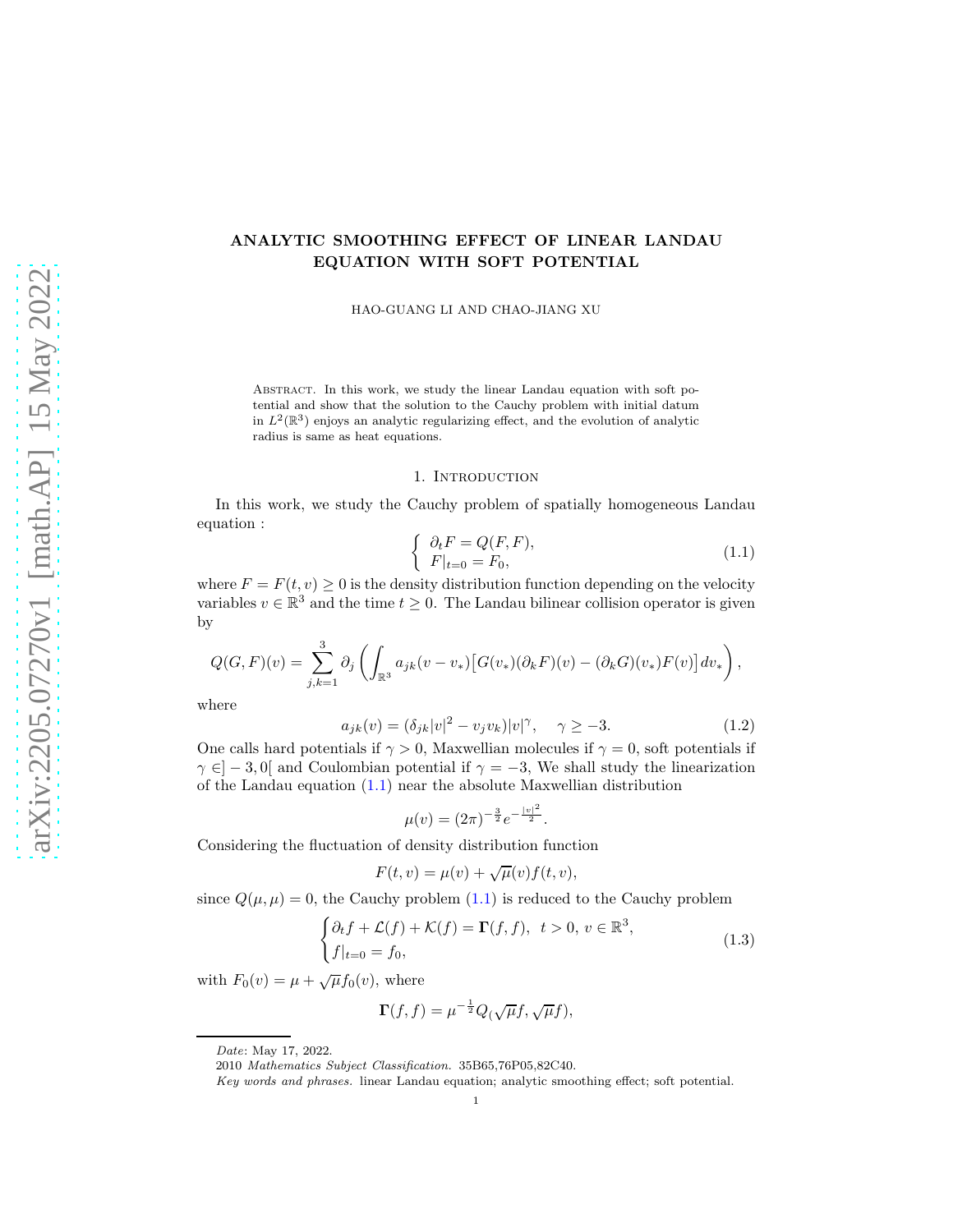# ANALYTIC SMOOTHING EFFECT OF LINEAR LANDAU EQUATION WITH SOFT POTENTIAL

HAO-GUANG LI AND CHAO-JIANG XU

Abstract. In this work, we study the linear Landau equation with soft potential and show that the solution to the Cauchy problem with initial datum in $L^2(\mathbb{R}^3)$ enjoys an analytic regularizing effect, and the evolution of analytic radius is same as heat equations.

## 1. Introduction

In this work, we study the Cauchy problem of spatially homogeneous Landau equation :

$$
\left\{
\begin{array}{l}
\partial_t F = Q(F, F), \\
F|_{t=0} = F_0,
\end{array}
\right.
\tag{1.1}
$$

where $F = F(t, v) \geq 0$ is the density distribution function depending on the velocity variables $v \in \mathbb{R}^3$ and the time $t \geq 0$. The Landau bilinear collision operator is given by

$$
Q(G, F)(v) = \sum_{j,k=1}^{3} \partial_j \left( \int_{\mathbb{R}^3} a_{jk}(v - v_*) \big[ G(v_*)(\partial_k F)(v) - (\partial_k G)(v_*) F(v) \big] dv_* \right),
$$

where

$$
a_{jk}(v) = (\delta_{jk}|v|^2 - v_j v_k)|v|^\gamma, \quad \gamma \geq -3. \tag{1.2}
$$

One calls hard potentials if $\gamma > 0$, Maxwellian molecules if $\gamma = 0$, soft potentials if $\gamma \in ]-3, 0[$ and Coulombian potential if $\gamma = -3$, We shall study the linearization of the Landau equation (1.1) near the absolute Maxwellian distribution

$$
\mu(v) = (2\pi)^{-\frac{3}{2}} e^{-\frac{|v|^2}{2}}.
$$

Considering the fluctuation of density distribution function

$$
F(t, v) = \mu(v) + \sqrt{\mu}(v) f(t, v),
$$

since $Q(\mu, \mu) = 0$, the Cauchy problem (1.1) is reduced to the Cauchy problem

$$
\begin{cases}
\partial_t f + \mathcal{L}(f) + \mathcal{K}(f) = \mathbf{\Gamma}(f, f), \ \ t > 0, \, v \in \mathbb{R}^3, \\
f|_{t=0} = f_0,
\end{cases}
\tag{1.3}
$$

with $F_0(v) = \mu + \sqrt{\mu} f_0(v)$, where

$$
\mathbf{\Gamma}(f, f) = \mu^{-\frac{1}{2}} Q(\sqrt{\mu} f, \sqrt{\mu} f),
$$

---

*Date*: May 17, 2022.

2010 *Mathematics Subject Classification.* 35B65,76P05,82C40.

*Key words and phrases.* linear Landau equation; analytic smoothing effect; soft potential.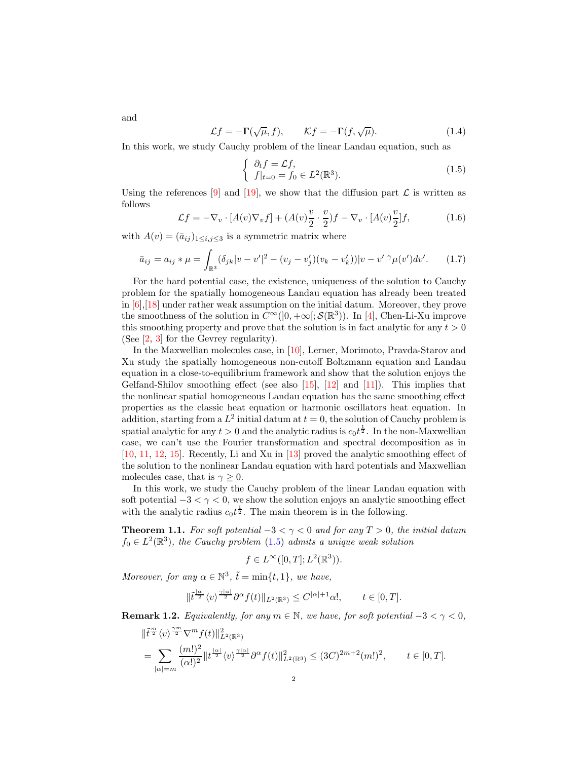and

$$\mathcal{L}f = -\mathbf{\Gamma}(\sqrt{\mu}, f), \qquad \mathcal{K}f = -\mathbf{\Gamma}(f, \sqrt{\mu}). \tag{1.4}$$

In this work, we study Cauchy problem of the linear Landau equation, such as

$$\begin{cases} \partial_t f = \mathcal{L}f, \\ f|_{t=0} = f_0 \in L^2(\mathbb{R}^3). \end{cases} \tag{1.5}$$

Using the references [9] and [19], we show that the diffusion part $\mathcal{L}$ is written as follows

$$\mathcal{L}f = -\nabla_v \cdot [A(v)\nabla_v f] + (A(v)\frac{v}{2} \cdot \frac{v}{2})f - \nabla_v \cdot [A(v)\frac{v}{2}]f, \tag{1.6}$$

with $A(v) = (\bar{a}_{ij})_{1\leq i,j\leq 3}$ is a symmetric matrix where

$$\bar{a}_{ij} = a_{ij} * \mu = \int_{\mathbb{R}^3} (\delta_{jk}|v-v'|^2 - (v_j - v_j')(v_k - v_k'))|v-v'|^\gamma \mu(v')dv'. \tag{1.7}$$

For the hard potential case, the existence, uniqueness of the solution to Cauchy problem for the spatially homogeneous Landau equation has already been treated in [6],[18] under rather weak assumption on the initial datum. Moreover, they prove the smoothness of the solution in $C^\infty(]0,+\infty[;\mathcal{S}(\mathbb{R}^3))$. In [4], Chen-Li-Xu improve this smoothing property and prove that the solution is in fact analytic for any $t>0$ (See [2, 3] for the Gevrey regularity).

In the Maxwellian molecules case, in [10], Lerner, Morimoto, Pravda-Starov and Xu study the spatially homogeneous non-cutoff Boltzmann equation and Landau equation in a close-to-equilibrium framework and show that the solution enjoys the Gelfand-Shilov smoothing effect (see also [15], [12] and [11]). This implies that the nonlinear spatial homogeneous Landau equation has the same smoothing effect properties as the classic heat equation or harmonic oscillators heat equation. In addition, starting from a $L^2$ initial datum at $t=0$, the solution of Cauchy problem is spatial analytic for any $t>0$ and the analytic radius is $c_0 t^{\frac{1}{2}}$. In the non-Maxwellian case, we can't use the Fourier transformation and spectral decomposition as in [10, 11, 12, 15]. Recently, Li and Xu in [13] proved the analytic smoothing effect of the solution to the nonlinear Landau equation with hard potentials and Maxwellian molecules case, that is $\gamma \geq 0$.

In this work, we study the Cauchy problem of the linear Landau equation with soft potential $-3<\gamma<0$, we show the solution enjoys an analytic smoothing effect with the analytic radius $c_0 t^{\frac{1}{2}}$. The main theorem is in the following.

**Theorem 1.1.** *For soft potential $-3<\gamma<0$ and for any $T>0$, the initial datum $f_0 \in L^2(\mathbb{R}^3)$, the Cauchy problem (1.5) admits a unique weak solution*

$$f \in L^\infty([0,T]; L^2(\mathbb{R}^3)).$$

*Moreover, for any $\alpha \in \mathbb{N}^3$, $\tilde{t} = \min\{t, 1\}$, we have,*

$$\|\tilde{t}^{\frac{|\alpha|}{2}} \langle v\rangle^{\frac{\gamma|\alpha|}{2}} \partial^\alpha f(t)\|_{L^2(\mathbb{R}^3)} \leq C^{|\alpha|+1}\alpha!, \qquad t\in[0,T].$$

**Remark 1.2.** *Equivalently, for any $m \in \mathbb{N}$, we have, for soft potential $-3<\gamma<0$,*

$$\begin{aligned} &\|\tilde{t}^{\frac{m}{2}} \langle v\rangle^{\frac{\gamma m}{2}} \nabla^m f(t)\|^2_{L^2(\mathbb{R}^3)} \\ &= \sum_{|\alpha|=m} \frac{(m!)^2}{(\alpha!)^2} \|t^{\frac{|\alpha|}{2}} \langle v\rangle^{\frac{\gamma|\alpha|}{2}} \partial^\alpha f(t)\|^2_{L^2(\mathbb{R}^3)} \leq (3C)^{2m+2}(m!)^2, \qquad t\in[0,T]. \end{aligned}$$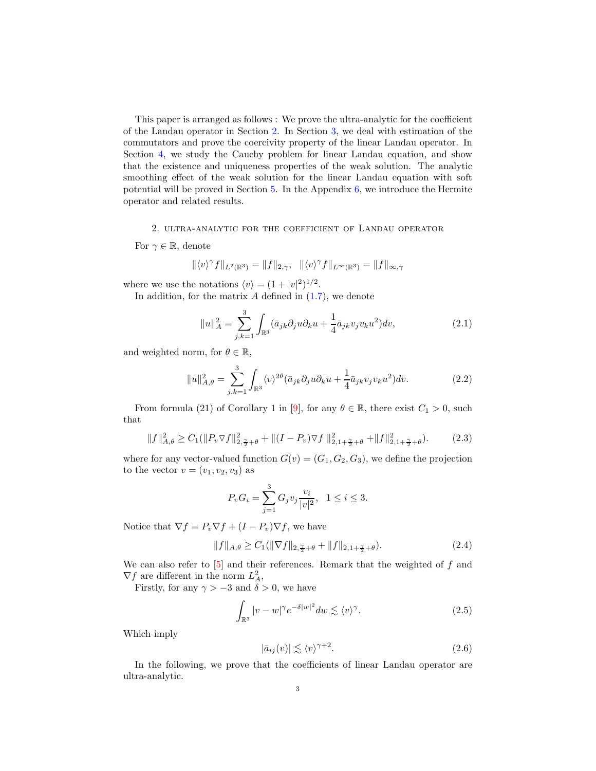This paper is arranged as follows : We prove the ultra-analytic for the coefficient of the Landau operator in Section 2. In Section 3, we deal with estimation of the commutators and prove the coercivity property of the linear Landau operator. In Section 4, we study the Cauchy problem for linear Landau equation, and show that the existence and uniqueness properties of the weak solution. The analytic smoothing effect of the weak solution for the linear Landau equation with soft potential will be proved in Section 5. In the Appendix 6, we introduce the Hermite operator and related results.

## 2. Ultra-analytic for the coefficient of Landau operator

For $\gamma \in \mathbb{R}$, denote

$$\|\langle v\rangle^\gamma f\|_{L^2(\mathbb{R}^3)} = \|f\|_{2,\gamma}, \quad \|\langle v\rangle^\gamma f\|_{L^\infty(\mathbb{R}^3)} = \|f\|_{\infty,\gamma}$$

where we use the notations $\langle v\rangle = (1+|v|^2)^{1/2}$.

In addition, for the matrix $A$ defined in (1.7), we denote

$$\|u\|_A^2 = \sum_{j,k=1}^{3} \int_{\mathbb{R}^3} (\bar{a}_{jk}\partial_j u \partial_k u + \frac{1}{4}\bar{a}_{jk} v_j v_k u^2) dv, \tag{2.1}$$

and weighted norm, for $\theta \in \mathbb{R}$,

$$\|u\|_{A,\theta}^2 = \sum_{j,k=1}^{3} \int_{\mathbb{R}^3} \langle v\rangle^{2\theta} (\bar{a}_{jk}\partial_j u \partial_k u + \frac{1}{4}\bar{a}_{jk} v_j v_k u^2) dv. \tag{2.2}$$

From formula (21) of Corollary 1 in [9], for any $\theta \in \mathbb{R}$, there exist $C_1 > 0$, such that

$$\|f\|_{A,\theta}^2 \geq C_1 (\|P_v \nabla f\|_{2,\frac{\gamma}{2}+\theta}^2 + \|(I-P_v)\nabla f\|_{2,1+\frac{\gamma}{2}+\theta}^2 + \|f\|_{2,1+\frac{\gamma}{2}+\theta}^2). \tag{2.3}$$

where for any vector-valued function $G(v) = (G_1, G_2, G_3)$, we define the projection to the vector $v = (v_1, v_2, v_3)$ as

$$P_v G_i = \sum_{j=1}^{3} G_j v_j \frac{v_i}{|v|^2}, \quad 1 \leq i \leq 3.$$

Notice that $\nabla f = P_v \nabla f + (I - P_v)\nabla f$, we have

$$\|f\|_{A,\theta} \geq C_1 (\|\nabla f\|_{2,\frac{\gamma}{2}+\theta} + \|f\|_{2,1+\frac{\gamma}{2}+\theta}). \tag{2.4}$$

We can also refer to [5] and their references. Remark that the weighted of $f$ and $\nabla f$ are different in the norm $L_A^2$,

Firstly, for any $\gamma > -3$ and $\delta > 0$, we have

$$\int_{\mathbb{R}^3} |v-w|^\gamma e^{-\delta|w|^2} dw \lesssim \langle v\rangle^\gamma. \tag{2.5}$$

Which imply

$$|\bar{a}_{ij}(v)| \lesssim \langle v\rangle^{\gamma+2}. \tag{2.6}$$

In the following, we prove that the coefficients of linear Landau operator are ultra-analytic.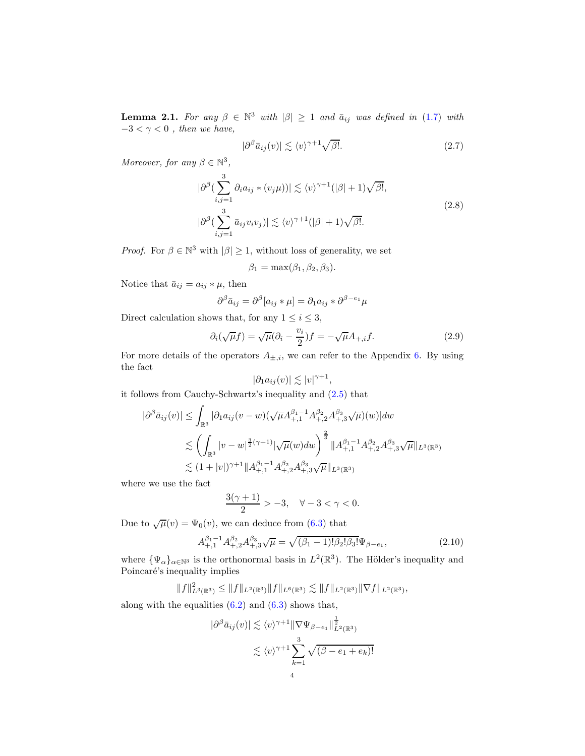**Lemma 2.1.** *For any $\beta \in \mathbb{N}^3$ with $|\beta| \geq 1$ and $\bar{a}_{ij}$ was defined in (1.7) with $-3 < \gamma < 0$ , then we have,*

$$|\partial^\beta \bar{a}_{ij}(v)| \lesssim \langle v\rangle^{\gamma+1}\sqrt{\beta!}. \tag{2.7}$$

*Moreover, for any $\beta \in \mathbb{N}^3$,*

$$\begin{aligned}
&|\partial^\beta(\sum_{i,j=1}^3 \partial_i a_{ij} * (v_j\mu))| \lesssim \langle v\rangle^{\gamma+1}(|\beta|+1)\sqrt{\beta!},\\
&|\partial^\beta(\sum_{i,j=1}^3 \bar{a}_{ij} v_i v_j)| \lesssim \langle v\rangle^{\gamma+1}(|\beta|+1)\sqrt{\beta!}.
\end{aligned} \tag{2.8}$$

*Proof.* For $\beta \in \mathbb{N}^3$ with $|\beta| \geq 1$, without loss of generality, we set

$$\beta_1 = \max(\beta_1, \beta_2, \beta_3).$$

Notice that $\bar{a}_{ij} = a_{ij} * \mu$, then

$$\partial^\beta \bar{a}_{ij} = \partial^\beta[a_{ij} * \mu] = \partial_1 a_{ij} * \partial^{\beta - e_1}\mu$$

Direct calculation shows that, for any $1 \leq i \leq 3$,

$$\partial_i(\sqrt{\mu} f) = \sqrt{\mu}(\partial_i - \frac{v_i}{2}) f = -\sqrt{\mu} A_{+,i} f. \tag{2.9}$$

For more details of the operators $A_{\pm,i}$, we can refer to the Appendix 6. By using the fact

$$|\partial_1 a_{ij}(v)| \lesssim |v|^{\gamma+1},$$

it follows from Cauchy-Schwartz's inequality and (2.5) that

$$\begin{aligned}
|\partial^\beta \bar{a}_{ij}(v)| &\leq \int_{\mathbb{R}^3} |\partial_1 a_{ij}(v-w)(\sqrt{\mu} A_{+,1}^{\beta_1-1} A_{+,2}^{\beta_2} A_{+,3}^{\beta_3}\sqrt{\mu})(w)| dw\\
&\lesssim \left(\int_{\mathbb{R}^3} |v-w|^{\frac{3}{2}(\gamma+1)} |\sqrt{\mu}(w) dw\right)^{\frac{2}{3}} \|A_{+,1}^{\beta_1-1} A_{+,2}^{\beta_2} A_{+,3}^{\beta_3}\sqrt{\mu}\|_{L^3(\mathbb{R}^3)}\\
&\lesssim (1+|v|)^{\gamma+1} \|A_{+,1}^{\beta_1-1} A_{+,2}^{\beta_2} A_{+,3}^{\beta_3}\sqrt{\mu}\|_{L^3(\mathbb{R}^3)}
\end{aligned}$$

where we use the fact

$$\frac{3(\gamma+1)}{2} > -3, \quad \forall -3 < \gamma < 0.$$

Due to $\sqrt{\mu}(v) = \Psi_0(v)$, we can deduce from (6.3) that

$$A_{+,1}^{\beta_1-1} A_{+,2}^{\beta_2} A_{+,3}^{\beta_3}\sqrt{\mu} = \sqrt{(\beta_1-1)!\beta_2!\beta_3!}\,\Psi_{\beta-e_1}, \tag{2.10}$$

where $\{\Psi_\alpha\}_{\alpha\in\mathbb{N}^3}$ is the orthonormal basis in $L^2(\mathbb{R}^3)$. The Hölder's inequality and Poincaré's inequality implies

$$\|f\|_{L^3(\mathbb{R}^3)}^2 \leq \|f\|_{L^2(\mathbb{R}^3)}\|f\|_{L^6(\mathbb{R}^3)} \lesssim \|f\|_{L^2(\mathbb{R}^3)}\|\nabla f\|_{L^2(\mathbb{R}^3)},$$

along with the equalities (6.2) and (6.3) shows that,

$$\begin{aligned}
|\partial^\beta \bar{a}_{ij}(v)| &\lesssim \langle v\rangle^{\gamma+1}\|\nabla \Psi_{\beta-e_1}\|_{L^2(\mathbb{R}^3)}^{\frac{1}{2}}\\
&\lesssim \langle v\rangle^{\gamma+1}\sum_{k=1}^3 \sqrt{(\beta-e_1+e_k)!}
\end{aligned}$$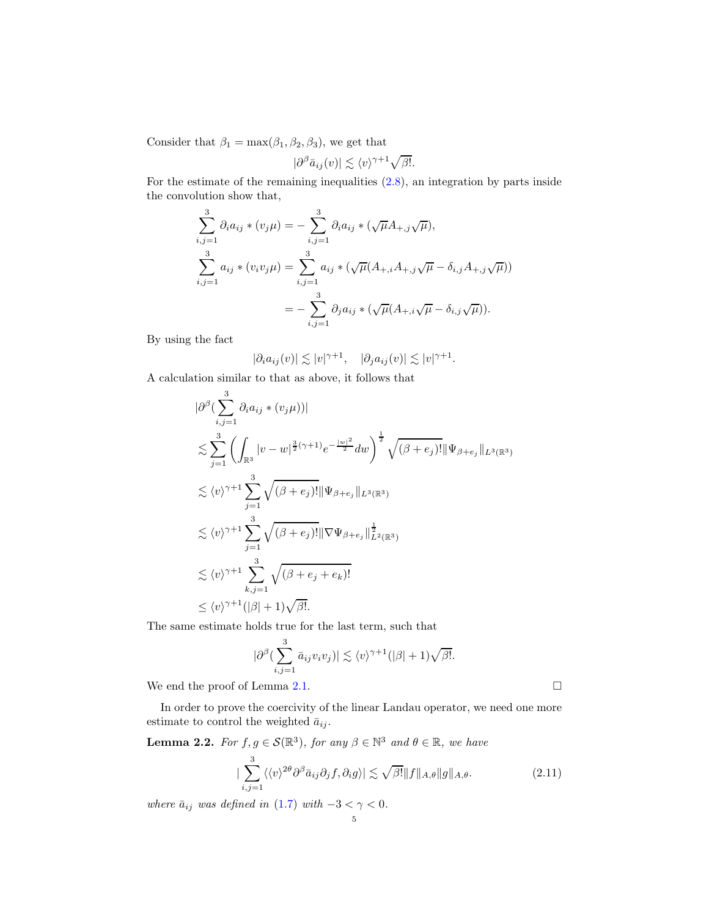Consider that $\beta_1 = \max(\beta_1, \beta_2, \beta_3)$, we get that

$$|\partial^\beta \bar{a}_{ij}(v)| \lesssim \langle v\rangle^{\gamma+1}\sqrt{\beta!}.$$

For the estimate of the remaining inequalities (2.8), an integration by parts inside the convolution show that,

$$\begin{aligned}
\sum_{i,j=1}^{3} \partial_i a_{ij} * (v_j\mu) &= -\sum_{i,j=1}^{3} \partial_i a_{ij} * (\sqrt{\mu}A_{+,j}\sqrt{\mu}),\\
\sum_{i,j=1}^{3} a_{ij} * (v_i v_j\mu) &= \sum_{i,j=1}^{3} a_{ij} * (\sqrt{\mu}(A_{+,i}A_{+,j}\sqrt{\mu} - \delta_{i,j}A_{+,j}\sqrt{\mu}))\\
&= -\sum_{i,j=1}^{3} \partial_j a_{ij} * (\sqrt{\mu}(A_{+,i}\sqrt{\mu} - \delta_{i,j}\sqrt{\mu})).
\end{aligned}$$

By using the fact

$$|\partial_i a_{ij}(v)| \lesssim |v|^{\gamma+1}, \quad |\partial_j a_{ij}(v)| \lesssim |v|^{\gamma+1}.$$

A calculation similar to that as above, it follows that

$$\begin{aligned}
&|\partial^\beta (\sum_{i,j=1}^{3} \partial_i a_{ij} * (v_j\mu))|\\
&\lesssim \sum_{j=1}^{3}\left(\int_{\mathbb{R}^3} |v-w|^{\frac{3}{2}(\gamma+1)} e^{-\frac{|w|^2}{2}} dw\right)^{\frac{1}{2}} \sqrt{(\beta+e_j)!}\|\Psi_{\beta+e_j}\|_{L^3(\mathbb{R}^3)}\\
&\lesssim \langle v\rangle^{\gamma+1} \sum_{j=1}^{3}\sqrt{(\beta+e_j)!}\|\Psi_{\beta+e_j}\|_{L^3(\mathbb{R}^3)}\\
&\lesssim \langle v\rangle^{\gamma+1} \sum_{j=1}^{3}\sqrt{(\beta+e_j)!}\|\nabla\Psi_{\beta+e_j}\|^{\frac{1}{2}}_{L^2(\mathbb{R}^3)}\\
&\lesssim \langle v\rangle^{\gamma+1} \sum_{k,j=1}^{3}\sqrt{(\beta+e_j+e_k)!}\\
&\leq \langle v\rangle^{\gamma+1}(|\beta|+1)\sqrt{\beta!}.
\end{aligned}$$

The same estimate holds true for the last term, such that

$$|\partial^\beta (\sum_{i,j=1}^{3} \bar{a}_{ij} v_i v_j)| \lesssim \langle v\rangle^{\gamma+1}(|\beta|+1)\sqrt{\beta!}.$$

We end the proof of Lemma 2.1. $\square$

In order to prove the coercivity of the linear Landau operator, we need one more estimate to control the weighted $\bar{a}_{ij}$.

**Lemma 2.2.** *For $f, g \in \mathcal{S}(\mathbb{R}^3)$, for any $\beta \in \mathbb{N}^3$ and $\theta \in \mathbb{R}$, we have*

$$|\sum_{i,j=1}^{3} \langle\langle v\rangle^{2\theta} \partial^\beta \bar{a}_{ij}\partial_j f, \partial_i g\rangle| \lesssim \sqrt{\beta!}\|f\|_{A,\theta}\|g\|_{A,\theta}. \tag{2.11}$$

*where $\bar{a}_{ij}$ was defined in (1.7) with $-3 < \gamma < 0$.*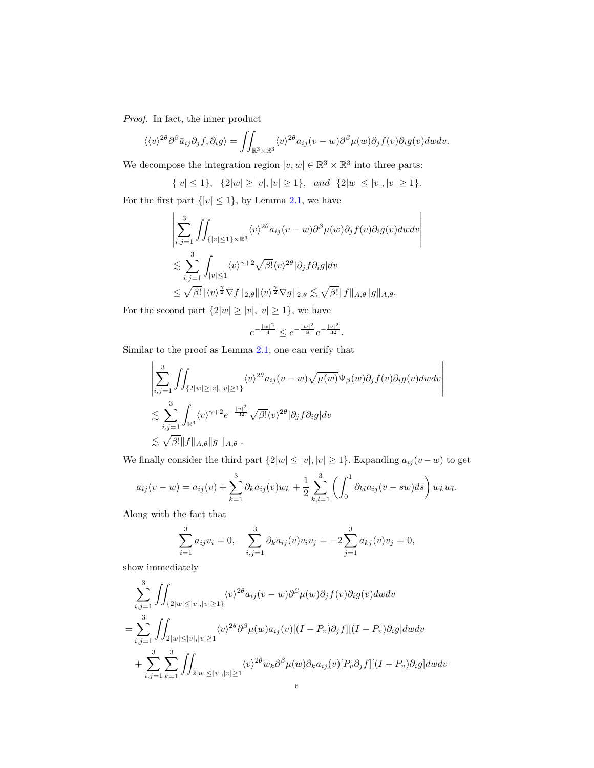*Proof.* In fact, the inner product

$$\langle \langle v\rangle^{2\theta}\partial^\beta \bar{a}_{ij}\partial_j f, \partial_i g\rangle = \iint_{\mathbb{R}^3\times\mathbb{R}^3} \langle v\rangle^{2\theta} a_{ij}(v-w)\partial^\beta \mu(w)\partial_j f(v)\partial_i g(v) dw dv.$$

We decompose the integration region $[v,w]\in\mathbb{R}^3\times\mathbb{R}^3$ into three parts:

$$\{|v|\le 1\},\quad \{2|w|\ge |v|, |v|\ge 1\},\quad and\quad \{2|w|\le |v|, |v|\ge 1\}.$$

For the first part $\{|v|\le 1\}$, by Lemma 2.1, we have

$$\begin{aligned}
&\left|\sum_{i,j=1}^3 \iint_{\{|v|\le 1\}\times\mathbb{R}^3} \langle v\rangle^{2\theta} a_{ij}(v-w)\partial^\beta\mu(w)\partial_j f(v)\partial_i g(v) dw dv\right| \\
&\lesssim \sum_{i,j=1}^3 \int_{|v|\le 1} \langle v\rangle^{\gamma+2}\sqrt{\beta!}\langle v\rangle^{2\theta}|\partial_j f\partial_i g| dv \\
&\le \sqrt{\beta!}\|\langle v\rangle^{\frac{\gamma}{2}}\nabla f\|_{2,\theta}\|\langle v\rangle^{\frac{\gamma}{2}}\nabla g\|_{2,\theta} \lesssim \sqrt{\beta!}\|f\|_{A,\theta}\|g\|_{A,\theta}.
\end{aligned}$$

For the second part $\{2|w|\ge |v|, |v|\ge 1\}$, we have

$$e^{-\frac{|w|^2}{4}} \le e^{-\frac{|w|^2}{8}} e^{-\frac{|v|^2}{32}}.$$

Similar to the proof as Lemma 2.1, one can verify that

$$\begin{aligned}
&\left|\sum_{i,j=1}^3 \iint_{\{2|w|\ge |v|, |v|\ge 1\}} \langle v\rangle^{2\theta} a_{ij}(v-w)\sqrt{\mu(w)}\Psi_\beta(w)\partial_j f(v)\partial_i g(v) dw dv\right| \\
&\lesssim \sum_{i,j=1}^3 \int_{\mathbb{R}^3} \langle v\rangle^{\gamma+2} e^{-\frac{|v|^2}{32}}\sqrt{\beta!}\langle v\rangle^{2\theta}|\partial_j f\partial_i g| dv \\
&\lesssim \sqrt{\beta!}\|f\|_{A,\theta}\|g\|_{A,\theta}\ .
\end{aligned}$$

We finally consider the third part $\{2|w|\le |v|, |v|\ge 1\}$. Expanding $a_{ij}(v-w)$ to get

$$a_{ij}(v-w) = a_{ij}(v) + \sum_{k=1}^3 \partial_k a_{ij}(v) w_k + \frac{1}{2}\sum_{k,l=1}^3 \left(\int_0^1 \partial_{kl} a_{ij}(v-sw) ds\right) w_k w_l.$$

Along with the fact that

$$\sum_{i=1}^3 a_{ij} v_i = 0,\quad \sum_{i,j=1}^3 \partial_k a_{ij}(v) v_i v_j = -2\sum_{j=1}^3 a_{kj}(v) v_j = 0,$$

show immediately

$$\begin{aligned}
&\sum_{i,j=1}^3 \iint_{\{2|w|\le |v|, |v|\ge 1\}} \langle v\rangle^{2\theta} a_{ij}(v-w)\partial^\beta\mu(w)\partial_j f(v)\partial_i g(v) dw dv \\
&= \sum_{i,j=1}^3 \iint_{2|w|\le |v|, |v|\ge 1} \langle v\rangle^{2\theta}\partial^\beta\mu(w) a_{ij}(v)[(I-P_v)\partial_j f][(I-P_v)\partial_i g] dw dv \\
&\quad + \sum_{i,j=1}^3\sum_{k=1}^3 \iint_{2|w|\le |v|, |v|\ge 1} \langle v\rangle^{2\theta} w_k\partial^\beta\mu(w)\partial_k a_{ij}(v)[P_v\partial_j f][(I-P_v)\partial_i g] dw dv
\end{aligned}$$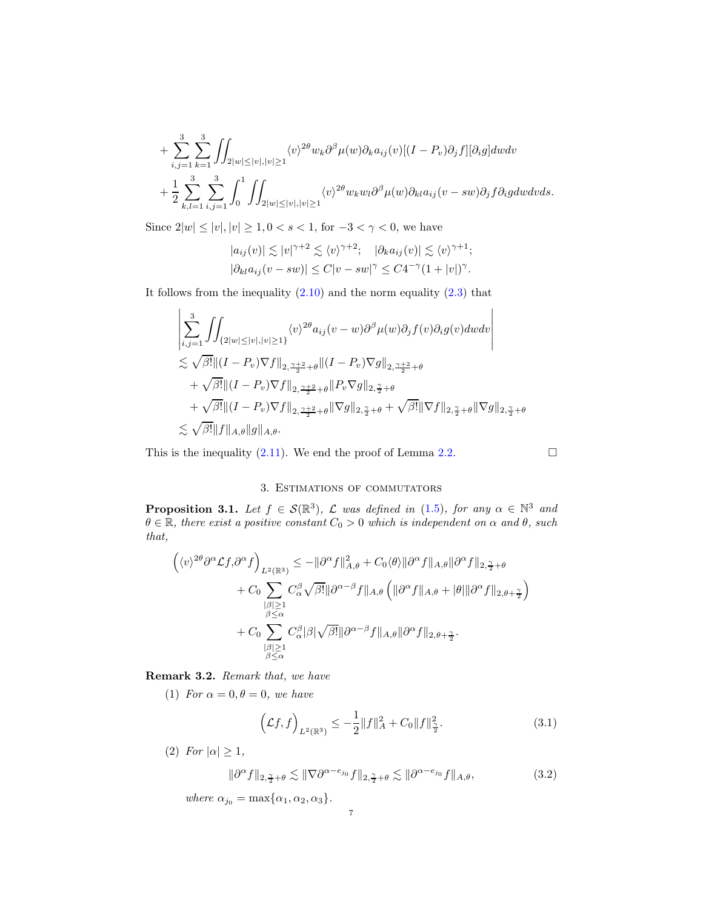$$
+ \sum_{i,j=1}^{3}\sum_{k=1}^{3}\iint_{2|w|\le|v|,|v|\ge1}\langle v\rangle^{2\theta} w_k \partial^\beta\mu(w)\partial_k a_{ij}(v)[(I-P_v)\partial_j f][\partial_i g]dwdv
$$

$$
+ \frac{1}{2}\sum_{k,l=1}^{3}\sum_{i,j=1}^{3}\int_0^1\iint_{2|w|\le|v|,|v|\ge1}\langle v\rangle^{2\theta} w_k w_l \partial^\beta\mu(w)\partial_{kl} a_{ij}(v-sw)\partial_j f\partial_i g dwdvds.
$$

Since $2|w|\le|v|, |v|\ge 1, 0<s<1$, for $-3<\gamma<0$, we have

$$
|a_{ij}(v)|\lesssim |v|^{\gamma+2}\lesssim \langle v\rangle^{\gamma+2};\quad |\partial_k a_{ij}(v)|\lesssim \langle v\rangle^{\gamma+1};
$$
$$
|\partial_{kl} a_{ij}(v-sw)|\le C|v-sw|^\gamma\le C4^{-\gamma}(1+|v|)^\gamma.
$$

It follows from the inequality (2.10) and the norm equality (2.3) that

$$
\begin{aligned}
&\left|\sum_{i,j=1}^{3}\iint_{\{2|w|\le|v|,|v|\ge1\}}\langle v\rangle^{2\theta} a_{ij}(v-w)\partial^\beta\mu(w)\partial_j f(v)\partial_i g(v)dwdv\right|\\
&\lesssim \sqrt{\beta!}\|(I-P_v)\nabla f\|_{2,\frac{\gamma+2}{2}+\theta}\|(I-P_v)\nabla g\|_{2,\frac{\gamma+2}{2}+\theta}\\
&\quad+\sqrt{\beta!}\|(I-P_v)\nabla f\|_{2,\frac{\gamma+2}{2}+\theta}\|P_v\nabla g\|_{2,\frac{\gamma}{2}+\theta}\\
&\quad+\sqrt{\beta!}\|(I-P_v)\nabla f\|_{2,\frac{\gamma+2}{2}+\theta}\|\nabla g\|_{2,\frac{\gamma}{2}+\theta}+\sqrt{\beta!}\|\nabla f\|_{2,\frac{\gamma}{2}+\theta}\|\nabla g\|_{2,\frac{\gamma}{2}+\theta}\\
&\lesssim \sqrt{\beta!}\|f\|_{A,\theta}\|g\|_{A,\theta}.
\end{aligned}
$$

This is the inequality (2.11). We end the proof of Lemma 2.2. $\square$

## 3. Estimations of commutators

**Proposition 3.1.** *Let $f\in\mathcal{S}(\mathbb{R}^3)$, $\mathcal{L}$ was defined in (1.5), for any $\alpha\in\mathbb{N}^3$ and $\theta\in\mathbb{R}$, there exist a positive constant $C_0>0$ which is independent on $\alpha$ and $\theta$, such that,*

$$
\begin{aligned}
\Big(\langle v\rangle^{2\theta}\partial^\alpha\mathcal{L}f,\partial^\alpha f\Big)_{L^2(\mathbb{R}^3)} &\le -\|\partial^\alpha f\|_{A,\theta}^2 + C_0\langle\theta\rangle\|\partial^\alpha f\|_{A,\theta}\|\partial^\alpha f\|_{2,\frac{\gamma}{2}+\theta}\\
&\quad + C_0\sum_{\substack{|\beta|\ge1\\ \beta\le\alpha}} C_\alpha^\beta\sqrt{\beta!}\|\partial^{\alpha-\beta}f\|_{A,\theta}\Big(\|\partial^\alpha f\|_{A,\theta}+|\theta|\|\partial^\alpha f\|_{2,\theta+\frac{\gamma}{2}}\Big)\\
&\quad + C_0\sum_{\substack{|\beta|\ge1\\ \beta\le\alpha}} C_\alpha^\beta|\beta|\sqrt{\beta!}\|\partial^{\alpha-\beta}f\|_{A,\theta}\|\partial^\alpha f\|_{2,\theta+\frac{\gamma}{2}}.
\end{aligned}
$$

**Remark 3.2.** *Remark that, we have*

(1) *For $\alpha=0,\theta=0$, we have*

$$
\Big(\mathcal{L}f,f\Big)_{L^2(\mathbb{R}^3)}\le -\frac{1}{2}\|f\|_A^2 + C_0\|f\|_{\frac{\gamma}{2}}^2. \tag{3.1}
$$

(2) *For $|\alpha|\ge1$,*

$$
\|\partial^\alpha f\|_{2,\frac{\gamma}{2}+\theta}\lesssim\|\nabla\partial^{\alpha-e_{j_0}}f\|_{2,\frac{\gamma}{2}+\theta}\lesssim\|\partial^{\alpha-e_{j_0}}f\|_{A,\theta}, \tag{3.2}
$$

*where $\alpha_{j_0}=\max\{\alpha_1,\alpha_2,\alpha_3\}$.*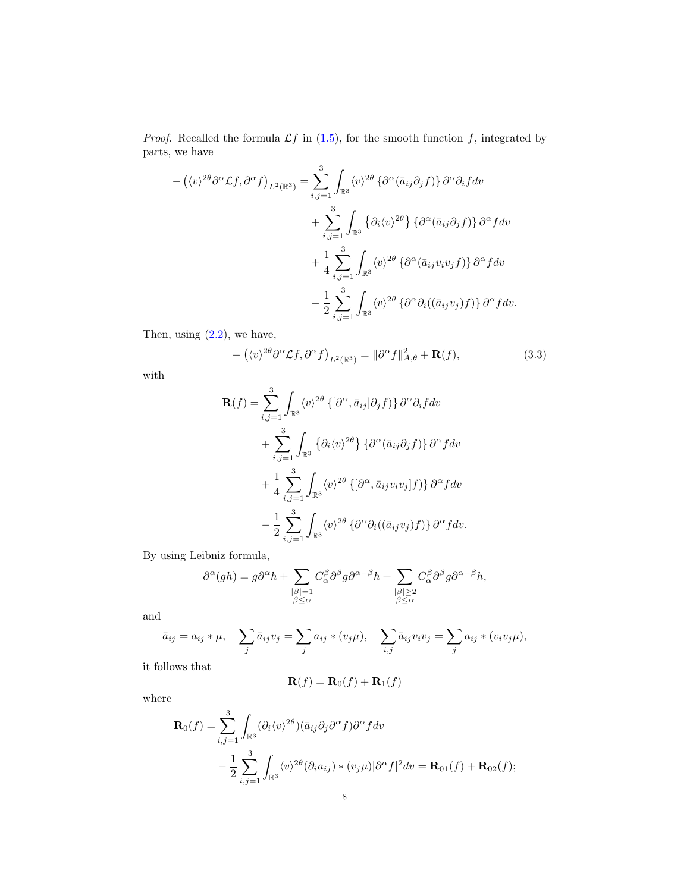*Proof.* Recalled the formula $\mathcal{L}f$ in (1.5), for the smooth function $f$, integrated by parts, we have

$$
\begin{aligned}
-\left(\langle v\rangle^{2\theta}\partial^\alpha \mathcal{L}f, \partial^\alpha f\right)_{L^2(\mathbb{R}^3)} &= \sum_{i,j=1}^{3}\int_{\mathbb{R}^3}\langle v\rangle^{2\theta}\left\{\partial^\alpha(\bar{a}_{ij}\partial_j f)\right\}\partial^\alpha\partial_i f dv \\
&\quad + \sum_{i,j=1}^{3}\int_{\mathbb{R}^3}\left\{\partial_i\langle v\rangle^{2\theta}\right\}\left\{\partial^\alpha(\bar{a}_{ij}\partial_j f)\right\}\partial^\alpha f dv \\
&\quad + \frac{1}{4}\sum_{i,j=1}^{3}\int_{\mathbb{R}^3}\langle v\rangle^{2\theta}\left\{\partial^\alpha(\bar{a}_{ij}v_iv_j f)\right\}\partial^\alpha f dv \\
&\quad - \frac{1}{2}\sum_{i,j=1}^{3}\int_{\mathbb{R}^3}\langle v\rangle^{2\theta}\left\{\partial^\alpha\partial_i((\bar{a}_{ij}v_j)f)\right\}\partial^\alpha f dv.
\end{aligned}
$$

Then, using (2.2), we have,

$$
-\left(\langle v\rangle^{2\theta}\partial^\alpha \mathcal{L}f, \partial^\alpha f\right)_{L^2(\mathbb{R}^3)} = \|\partial^\alpha f\|_{A,\theta}^2 + \mathbf{R}(f), \tag{3.3}
$$

with

$$
\begin{aligned}
\mathbf{R}(f) &= \sum_{i,j=1}^{3}\int_{\mathbb{R}^3}\langle v\rangle^{2\theta}\left\{[\partial^\alpha, \bar{a}_{ij}]\partial_j f)\right\}\partial^\alpha\partial_i f dv \\
&\quad + \sum_{i,j=1}^{3}\int_{\mathbb{R}^3}\left\{\partial_i\langle v\rangle^{2\theta}\right\}\left\{\partial^\alpha(\bar{a}_{ij}\partial_j f)\right\}\partial^\alpha f dv \\
&\quad + \frac{1}{4}\sum_{i,j=1}^{3}\int_{\mathbb{R}^3}\langle v\rangle^{2\theta}\left\{[\partial^\alpha, \bar{a}_{ij}v_iv_j]f)\right\}\partial^\alpha f dv \\
&\quad - \frac{1}{2}\sum_{i,j=1}^{3}\int_{\mathbb{R}^3}\langle v\rangle^{2\theta}\left\{\partial^\alpha\partial_i((\bar{a}_{ij}v_j)f)\right\}\partial^\alpha f dv.
\end{aligned}
$$

By using Leibniz formula,

$$
\partial^\alpha(gh) = g\partial^\alpha h + \sum_{\substack{|\beta|=1\\ \beta\le\alpha}} C_\alpha^\beta \partial^\beta g\partial^{\alpha-\beta}h + \sum_{\substack{|\beta|\ge 2\\ \beta\le\alpha}} C_\alpha^\beta \partial^\beta g\partial^{\alpha-\beta}h,
$$

and

$$
\bar{a}_{ij} = a_{ij}*\mu, \quad \sum_j \bar{a}_{ij}v_j = \sum_j a_{ij}*(v_j\mu), \quad \sum_{i,j}\bar{a}_{ij}v_iv_j = \sum_j a_{ij}*(v_iv_j\mu),
$$

it follows that

$$
\mathbf{R}(f) = \mathbf{R}_0(f) + \mathbf{R}_1(f)
$$

where

$$
\begin{aligned}
\mathbf{R}_0(f) &= \sum_{i,j=1}^{3}\int_{\mathbb{R}^3}(\partial_i\langle v\rangle^{2\theta})(\bar{a}_{ij}\partial_j\partial^\alpha f)\partial^\alpha f dv \\
&\quad - \frac{1}{2}\sum_{i,j=1}^{3}\int_{\mathbb{R}^3}\langle v\rangle^{2\theta}(\partial_i a_{ij})*(v_j\mu)|\partial^\alpha f|^2 dv = \mathbf{R}_{01}(f) + \mathbf{R}_{02}(f);
\end{aligned}
$$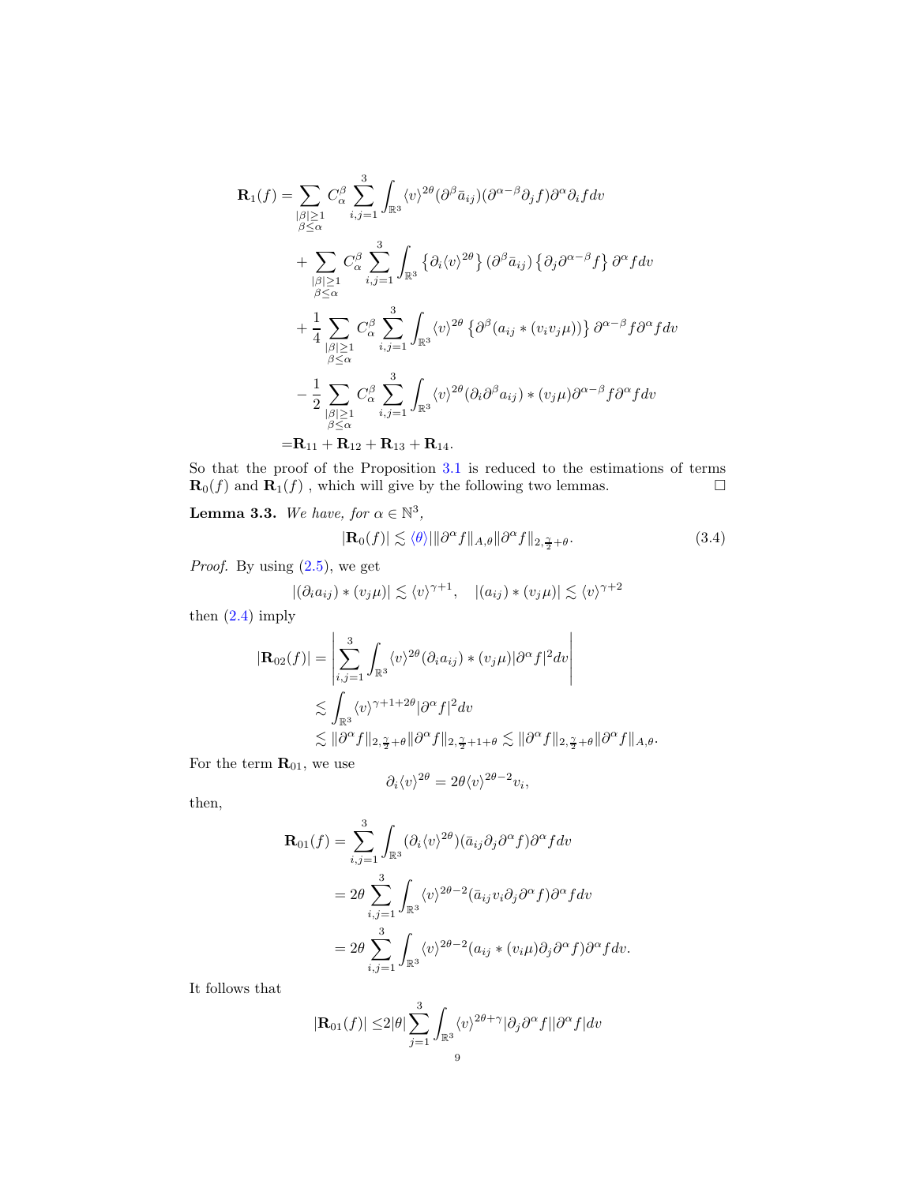$$
\begin{aligned}
\mathbf{R}_1(f) =& \sum_{\substack{|\beta|\geq 1\\ \beta\leq\alpha}} C_\alpha^\beta \sum_{i,j=1}^3 \int_{\mathbb{R}^3} \langle v\rangle^{2\theta} (\partial^\beta \bar{a}_{ij})(\partial^{\alpha-\beta}\partial_j f)\partial^\alpha \partial_i f dv \\
&+ \sum_{\substack{|\beta|\geq 1\\ \beta\leq\alpha}} C_\alpha^\beta \sum_{i,j=1}^3 \int_{\mathbb{R}^3} \left\{\partial_i \langle v\rangle^{2\theta}\right\} (\partial^\beta \bar{a}_{ij}) \left\{\partial_j \partial^{\alpha-\beta} f\right\} \partial^\alpha f dv \\
&+ \frac{1}{4} \sum_{\substack{|\beta|\geq 1\\ \beta\leq\alpha}} C_\alpha^\beta \sum_{i,j=1}^3 \int_{\mathbb{R}^3} \langle v\rangle^{2\theta} \left\{\partial^\beta (a_{ij} * (v_i v_j \mu))\right\} \partial^{\alpha-\beta} f \partial^\alpha f dv \\
&- \frac{1}{2} \sum_{\substack{|\beta|\geq 1\\ \beta\leq\alpha}} C_\alpha^\beta \sum_{i,j=1}^3 \int_{\mathbb{R}^3} \langle v\rangle^{2\theta} (\partial_i \partial^\beta a_{ij}) * (v_j \mu) \partial^{\alpha-\beta} f \partial^\alpha f dv \\
=& \mathbf{R}_{11} + \mathbf{R}_{12} + \mathbf{R}_{13} + \mathbf{R}_{14}.
\end{aligned}
$$

So that the proof of the Proposition 3.1 is reduced to the estimations of terms $\mathbf{R}_0(f)$ and $\mathbf{R}_1(f)$ , which will give by the following two lemmas. $\square$

**Lemma 3.3.** *We have, for $\alpha \in \mathbb{N}^3$,*

$$
|\mathbf{R}_0(f)| \lesssim \langle\theta\rangle \|\partial^\alpha f\|_{A,\theta} \|\partial^\alpha f\|_{2,\frac{\gamma}{2}+\theta}. \tag{3.4}
$$

*Proof.* By using (2.5), we get

$$
|(\partial_i a_{ij}) * (v_j \mu)| \lesssim \langle v\rangle^{\gamma+1}, \quad |(a_{ij}) * (v_j \mu)| \lesssim \langle v\rangle^{\gamma+2}
$$

then (2.4) imply

$$
\begin{aligned}
|\mathbf{R}_{02}(f)| &= \left| \sum_{i,j=1}^3 \int_{\mathbb{R}^3} \langle v\rangle^{2\theta} (\partial_i a_{ij}) * (v_j \mu) |\partial^\alpha f|^2 dv \right| \\
&\lesssim \int_{\mathbb{R}^3} \langle v\rangle^{\gamma+1+2\theta} |\partial^\alpha f|^2 dv \\
&\lesssim \|\partial^\alpha f\|_{2,\frac{\gamma}{2}+\theta} \|\partial^\alpha f\|_{2,\frac{\gamma}{2}+1+\theta} \lesssim \|\partial^\alpha f\|_{2,\frac{\gamma}{2}+\theta} \|\partial^\alpha f\|_{A,\theta}.
\end{aligned}
$$

For the term $\mathbf{R}_{01}$, we use

$$
\partial_i \langle v\rangle^{2\theta} = 2\theta \langle v\rangle^{2\theta-2} v_i,
$$

then,

$$
\begin{aligned}
\mathbf{R}_{01}(f) &= \sum_{i,j=1}^3 \int_{\mathbb{R}^3} (\partial_i \langle v\rangle^{2\theta})(\bar{a}_{ij} \partial_j \partial^\alpha f) \partial^\alpha f dv \\
&= 2\theta \sum_{i,j=1}^3 \int_{\mathbb{R}^3} \langle v\rangle^{2\theta-2} (\bar{a}_{ij} v_i \partial_j \partial^\alpha f) \partial^\alpha f dv \\
&= 2\theta \sum_{i,j=1}^3 \int_{\mathbb{R}^3} \langle v\rangle^{2\theta-2} (a_{ij} * (v_i \mu) \partial_j \partial^\alpha f) \partial^\alpha f dv.
\end{aligned}
$$

It follows that

$$
|\mathbf{R}_{01}(f)| \leq 2|\theta| \sum_{j=1}^3 \int_{\mathbb{R}^3} \langle v\rangle^{2\theta+\gamma} |\partial_j \partial^\alpha f| |\partial^\alpha f| dv
$$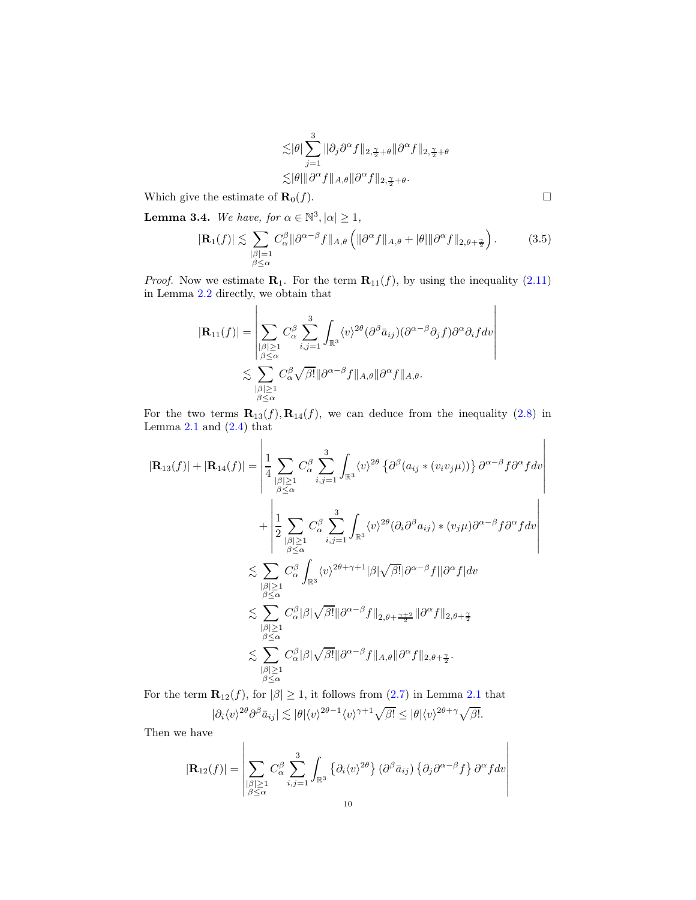$$
\begin{aligned}
&\lesssim |\theta| \sum_{j=1}^{3} \|\partial_j \partial^\alpha f\|_{2,\frac{\gamma}{2}+\theta} \|\partial^\alpha f\|_{2,\frac{\gamma}{2}+\theta} \\
&\lesssim |\theta| \|\partial^\alpha f\|_{A,\theta} \|\partial^\alpha f\|_{2,\frac{\gamma}{2}+\theta}.
\end{aligned}
$$

Which give the estimate of $\mathbf{R}_0(f)$. $\square$

**Lemma 3.4.** *We have, for $\alpha \in \mathbb{N}^3, |\alpha| \geq 1$,*

$$
|\mathbf{R}_1(f)| \lesssim \sum_{\substack{|\beta|=1 \\ \beta \leq \alpha}} C_\alpha^\beta \|\partial^{\alpha-\beta} f\|_{A,\theta} \left( \|\partial^\alpha f\|_{A,\theta} + |\theta| \|\partial^\alpha f\|_{2,\theta+\frac{\gamma}{2}} \right). \tag{3.5}
$$

*Proof.* Now we estimate $\mathbf{R}_1$. For the term $\mathbf{R}_{11}(f)$, by using the inequality (2.11) in Lemma 2.2 directly, we obtain that

$$
\begin{aligned}
|\mathbf{R}_{11}(f)| &= \left| \sum_{\substack{|\beta|\geq 1 \\ \beta \leq \alpha}} C_\alpha^\beta \sum_{i,j=1}^{3} \int_{\mathbb{R}^3} \langle v \rangle^{2\theta} (\partial^\beta \bar{a}_{ij}) (\partial^{\alpha-\beta} \partial_j f) \partial^\alpha \partial_i f dv \right| \\
&\lesssim \sum_{\substack{|\beta|\geq 1 \\ \beta \leq \alpha}} C_\alpha^\beta \sqrt{\beta!} \|\partial^{\alpha-\beta} f\|_{A,\theta} \|\partial^\alpha f\|_{A,\theta}.
\end{aligned}
$$

For the two terms $\mathbf{R}_{13}(f), \mathbf{R}_{14}(f)$, we can deduce from the inequality (2.8) in Lemma 2.1 and (2.4) that

$$
\begin{aligned}
|\mathbf{R}_{13}(f)| + |\mathbf{R}_{14}(f)| &= \left| \frac{1}{4} \sum_{\substack{|\beta|\geq 1 \\ \beta \leq \alpha}} C_\alpha^\beta \sum_{i,j=1}^{3} \int_{\mathbb{R}^3} \langle v \rangle^{2\theta} \left\{ \partial^\beta (a_{ij} * (v_i v_j \mu)) \right\} \partial^{\alpha-\beta} f \partial^\alpha f dv \right| \\
&\quad + \left| \frac{1}{2} \sum_{\substack{|\beta|\geq 1 \\ \beta \leq \alpha}} C_\alpha^\beta \sum_{i,j=1}^{3} \int_{\mathbb{R}^3} \langle v \rangle^{2\theta} (\partial_i \partial^\beta a_{ij}) * (v_j \mu) \partial^{\alpha-\beta} f \partial^\alpha f dv \right| \\
&\lesssim \sum_{\substack{|\beta|\geq 1 \\ \beta \leq \alpha}} C_\alpha^\beta \int_{\mathbb{R}^3} \langle v \rangle^{2\theta+\gamma+1} |\beta| \sqrt{\beta!} |\partial^{\alpha-\beta} f| |\partial^\alpha f| dv \\
&\lesssim \sum_{\substack{|\beta|\geq 1 \\ \beta \leq \alpha}} C_\alpha^\beta |\beta| \sqrt{\beta!} \|\partial^{\alpha-\beta} f\|_{2,\theta+\frac{\gamma+2}{2}} \|\partial^\alpha f\|_{2,\theta+\frac{\gamma}{2}} \\
&\lesssim \sum_{\substack{|\beta|\geq 1 \\ \beta \leq \alpha}} C_\alpha^\beta |\beta| \sqrt{\beta!} \|\partial^{\alpha-\beta} f\|_{A,\theta} \|\partial^\alpha f\|_{2,\theta+\frac{\gamma}{2}}.
\end{aligned}
$$

For the term $\mathbf{R}_{12}(f)$, for $|\beta| \geq 1$, it follows from (2.7) in Lemma 2.1 that

$$
|\partial_i \langle v \rangle^{2\theta} \partial^\beta \bar{a}_{ij}| \lesssim |\theta| \langle v \rangle^{2\theta-1} \langle v \rangle^{\gamma+1} \sqrt{\beta!} \leq |\theta| \langle v \rangle^{2\theta+\gamma} \sqrt{\beta!}.
$$

Then we have

$$
|\mathbf{R}_{12}(f)| = \left| \sum_{\substack{|\beta|\geq 1 \\ \beta \leq \alpha}} C_\alpha^\beta \sum_{i,j=1}^{3} \int_{\mathbb{R}^3} \left\{ \partial_i \langle v \rangle^{2\theta} \right\} (\partial^\beta \bar{a}_{ij}) \left\{ \partial_j \partial^{\alpha-\beta} f \right\} \partial^\alpha f dv \right|
$$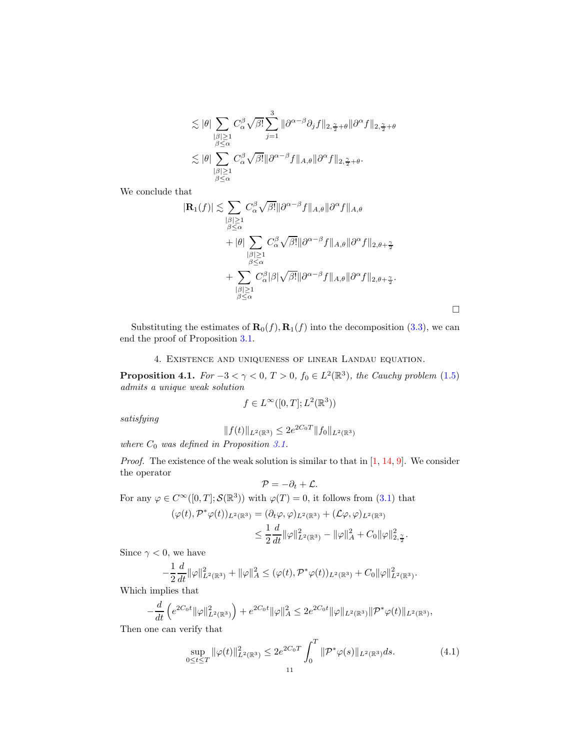$$
\begin{aligned}
&\lesssim |\theta| \sum_{\substack{|\beta|\geq 1\\ \beta\leq\alpha}} C_\alpha^\beta \sqrt{\beta!} \sum_{j=1}^{3} \|\partial^{\alpha-\beta}\partial_j f\|_{2,\frac{\gamma}{2}+\theta} \|\partial^\alpha f\|_{2,\frac{\gamma}{2}+\theta} \\
&\lesssim |\theta| \sum_{\substack{|\beta|\geq 1\\ \beta\leq\alpha}} C_\alpha^\beta \sqrt{\beta!} \|\partial^{\alpha-\beta} f\|_{A,\theta} \|\partial^\alpha f\|_{2,\frac{\gamma}{2}+\theta}.
\end{aligned}
$$

We conclude that

$$
\begin{aligned}
|\mathbf{R}_1(f)| \lesssim &\sum_{\substack{|\beta|\geq 1\\ \beta\leq\alpha}} C_\alpha^\beta \sqrt{\beta!} \|\partial^{\alpha-\beta} f\|_{A,\theta} \|\partial^\alpha f\|_{A,\theta} \\
&+ |\theta| \sum_{\substack{|\beta|\geq 1\\ \beta\leq\alpha}} C_\alpha^\beta \sqrt{\beta!} \|\partial^{\alpha-\beta} f\|_{A,\theta} \|\partial^\alpha f\|_{2,\theta+\frac{\gamma}{2}} \\
&+ \sum_{\substack{|\beta|\geq 1\\ \beta\leq\alpha}} C_\alpha^\beta |\beta| \sqrt{\beta!} \|\partial^{\alpha-\beta} f\|_{A,\theta} \|\partial^\alpha f\|_{2,\theta+\frac{\gamma}{2}}.
\end{aligned}
$$

□

Substituting the estimates of $\mathbf{R}_0(f), \mathbf{R}_1(f)$ into the decomposition (3.3), we can end the proof of Proposition 3.1.

## 4. Existence and uniqueness of linear Landau equation.

**Proposition 4.1.** *For $-3 < \gamma < 0$, $T > 0$, $f_0 \in L^2(\mathbb{R}^3)$, the Cauchy problem (1.5) admits a unique weak solution*

$$
f \in L^\infty([0,T]; L^2(\mathbb{R}^3))
$$

*satisfying*

$$
\|f(t)\|_{L^2(\mathbb{R}^3)} \leq 2e^{2C_0 T} \|f_0\|_{L^2(\mathbb{R}^3)}
$$

*where $C_0$ was defined in Proposition 3.1.*

*Proof.* The existence of the weak solution is similar to that in [1, 14, 9]. We consider the operator

$$
\mathcal{P} = -\partial_t + \mathcal{L}.
$$

For any $\varphi \in C^\infty([0,T]; \mathcal{S}(\mathbb{R}^3))$ with $\varphi(T) = 0$, it follows from (3.1) that

$$
\begin{aligned}
(\varphi(t), \mathcal{P}^*\varphi(t))_{L^2(\mathbb{R}^3)} &= (\partial_t \varphi, \varphi)_{L^2(\mathbb{R}^3)} + (\mathcal{L}\varphi, \varphi)_{L^2(\mathbb{R}^3)} \\
&\leq \frac{1}{2}\frac{d}{dt}\|\varphi\|^2_{L^2(\mathbb{R}^3)} - \|\varphi\|_A^2 + C_0\|\varphi\|^2_{2,\frac{\gamma}{2}}.
\end{aligned}
$$

Since $\gamma < 0$, we have

$$
-\frac{1}{2}\frac{d}{dt}\|\varphi\|^2_{L^2(\mathbb{R}^3)} + \|\varphi\|_A^2 \leq (\varphi(t), \mathcal{P}^*\varphi(t))_{L^2(\mathbb{R}^3)} + C_0\|\varphi\|^2_{L^2(\mathbb{R}^3)}.
$$

Which implies that

$$
-\frac{d}{dt}\left(e^{2C_0 t}\|\varphi\|^2_{L^2(\mathbb{R}^3)}\right) + e^{2C_0 t}\|\varphi\|_A^2 \leq 2e^{2C_0 t}\|\varphi\|_{L^2(\mathbb{R}^3)}\|\mathcal{P}^*\varphi(t)\|_{L^2(\mathbb{R}^3)},
$$

Then one can verify that

$$
\sup_{0\leq t\leq T}\|\varphi(t)\|^2_{L^2(\mathbb{R}^3)} \leq 2e^{2C_0 T}\int_0^T \|\mathcal{P}^*\varphi(s)\|_{L^2(\mathbb{R}^3)} ds. \tag{4.1}
$$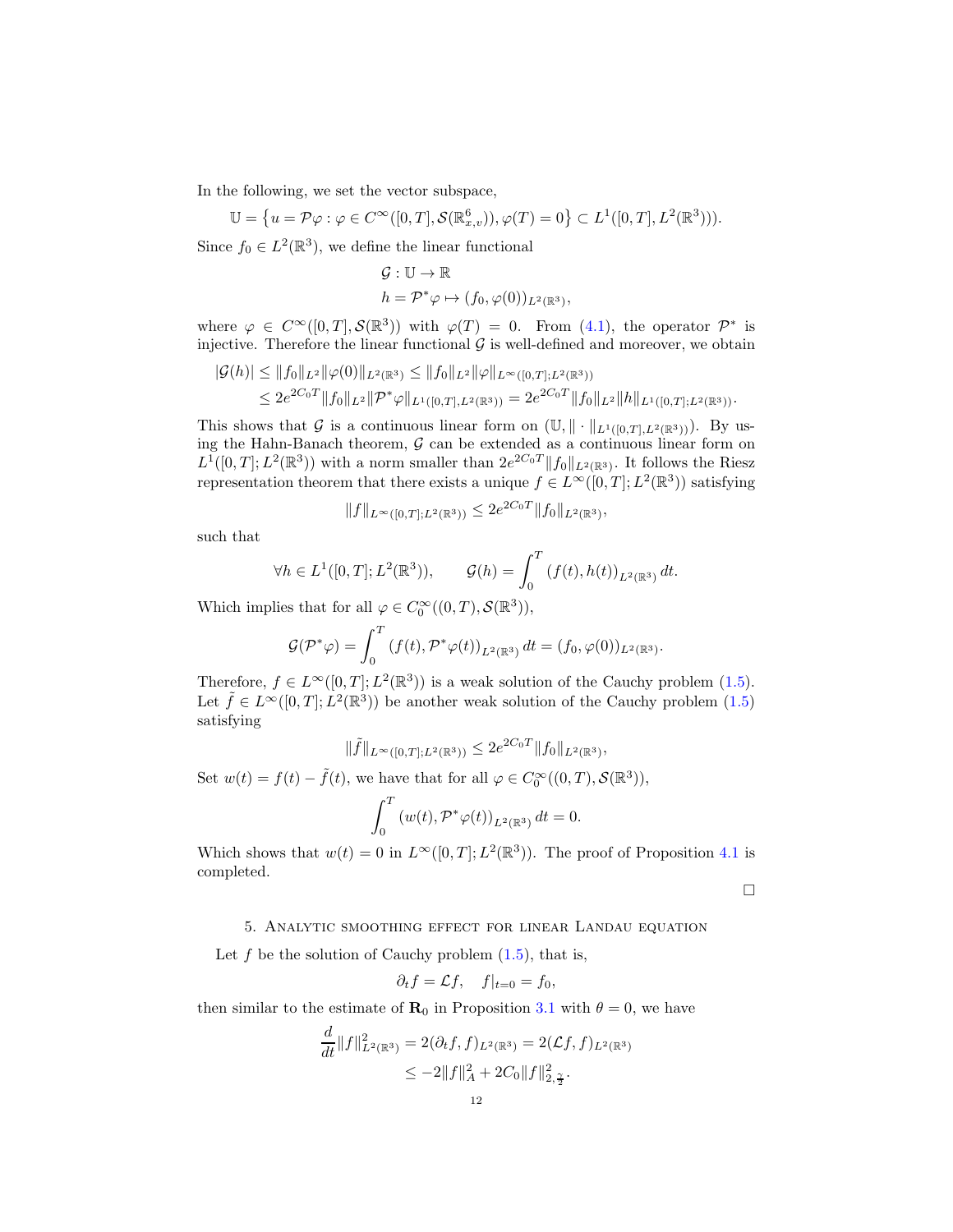In the following, we set the vector subspace,

$$\mathbb{U} = \left\{ u = \mathcal{P}\varphi : \varphi \in C^\infty([0,T], \mathcal{S}(\mathbb{R}^6_{x,v})), \varphi(T) = 0 \right\} \subset L^1([0,T], L^2(\mathbb{R}^3))).$$

Since $f_0 \in L^2(\mathbb{R}^3)$, we define the linear functional

$$\begin{aligned}
&\mathcal{G} : \mathbb{U} \to \mathbb{R} \\
&h = \mathcal{P}^*\varphi \mapsto (f_0, \varphi(0))_{L^2(\mathbb{R}^3)},
\end{aligned}$$

where $\varphi \in C^\infty([0,T], \mathcal{S}(\mathbb{R}^3))$ with $\varphi(T) = 0$. From (4.1), the operator $\mathcal{P}^*$ is injective. Therefore the linear functional $\mathcal{G}$ is well-defined and moreover, we obtain

$$\begin{aligned}
|\mathcal{G}(h)| &\le \|f_0\|_{L^2} \|\varphi(0)\|_{L^2(\mathbb{R}^3)} \le \|f_0\|_{L^2} \|\varphi\|_{L^\infty([0,T];L^2(\mathbb{R}^3))} \\
&\le 2e^{2C_0T} \|f_0\|_{L^2} \|\mathcal{P}^*\varphi\|_{L^1([0,T],L^2(\mathbb{R}^3))} = 2e^{2C_0T} \|f_0\|_{L^2} \|h\|_{L^1([0,T];L^2(\mathbb{R}^3))}.
\end{aligned}$$

This shows that $\mathcal{G}$ is a continuous linear form on $(\mathbb{U}, \|\cdot\|_{L^1([0,T],L^2(\mathbb{R}^3))})$. By using the Hahn-Banach theorem, $\mathcal{G}$ can be extended as a continuous linear form on $L^1([0,T]; L^2(\mathbb{R}^3))$ with a norm smaller than $2e^{2C_0T}\|f_0\|_{L^2(\mathbb{R}^3)}$. It follows the Riesz representation theorem that there exists a unique $f \in L^\infty([0,T]; L^2(\mathbb{R}^3))$ satisfying

$$\|f\|_{L^\infty([0,T];L^2(\mathbb{R}^3))} \le 2e^{2C_0T} \|f_0\|_{L^2(\mathbb{R}^3)},$$

such that

$$\forall h \in L^1([0,T]; L^2(\mathbb{R}^3)), \qquad \mathcal{G}(h) = \int_0^T (f(t), h(t))_{L^2(\mathbb{R}^3)}\, dt.$$

Which implies that for all $\varphi \in C_0^\infty((0,T), \mathcal{S}(\mathbb{R}^3))$,

$$\mathcal{G}(\mathcal{P}^*\varphi) = \int_0^T (f(t), \mathcal{P}^*\varphi(t))_{L^2(\mathbb{R}^3)}\, dt = (f_0, \varphi(0))_{L^2(\mathbb{R}^3)}.$$

Therefore, $f \in L^\infty([0,T]; L^2(\mathbb{R}^3))$ is a weak solution of the Cauchy problem (1.5). Let $\tilde{f} \in L^\infty([0,T]; L^2(\mathbb{R}^3))$ be another weak solution of the Cauchy problem (1.5) satisfying

$$\|\tilde{f}\|_{L^\infty([0,T];L^2(\mathbb{R}^3))} \le 2e^{2C_0T} \|f_0\|_{L^2(\mathbb{R}^3)},$$

Set $w(t) = f(t) - \tilde{f}(t)$, we have that for all $\varphi \in C_0^\infty((0,T), \mathcal{S}(\mathbb{R}^3))$,

$$\int_0^T (w(t), \mathcal{P}^*\varphi(t))_{L^2(\mathbb{R}^3)}\, dt = 0.$$

Which shows that $w(t) = 0$ in $L^\infty([0,T]; L^2(\mathbb{R}^3))$. The proof of Proposition 4.1 is completed.

□

## 5. Analytic smoothing effect for linear Landau equation

Let $f$ be the solution of Cauchy problem (1.5), that is,

$$\partial_t f = \mathcal{L}f, \quad f|_{t=0} = f_0,$$

then similar to the estimate of $\mathbf{R}_0$ in Proposition 3.1 with $\theta = 0$, we have

$$\begin{aligned}
\frac{d}{dt}\|f\|^2_{L^2(\mathbb{R}^3)} &= 2(\partial_t f, f)_{L^2(\mathbb{R}^3)} = 2(\mathcal{L}f, f)_{L^2(\mathbb{R}^3)} \\
&\le -2\|f\|^2_A + 2C_0\|f\|^2_{2,\frac{\gamma}{2}}.
\end{aligned}$$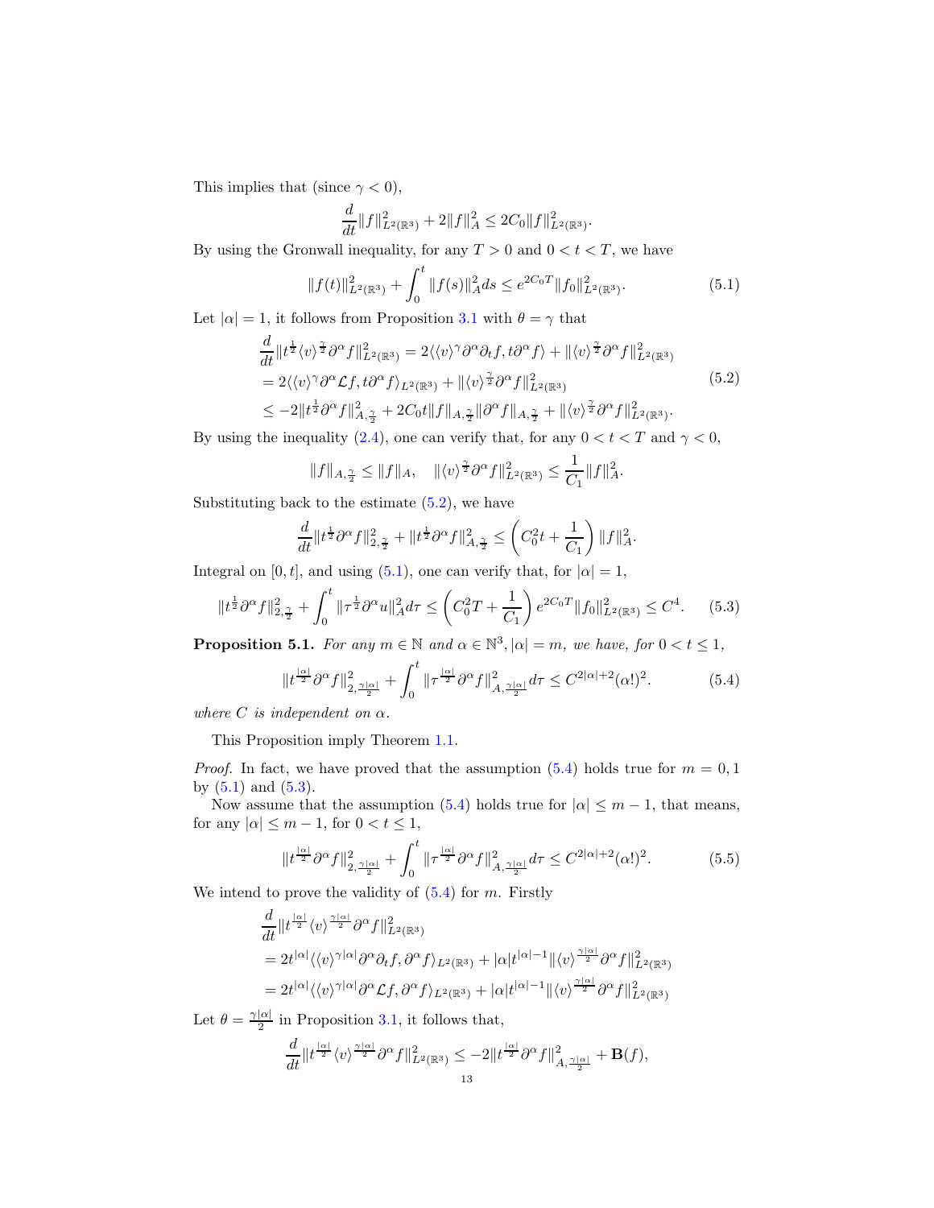This implies that (since $\gamma < 0$),

$$
\frac{d}{dt}\|f\|_{L^2(\mathbb{R}^3)}^2 + 2\|f\|_A^2 \le 2C_0\|f\|_{L^2(\mathbb{R}^3)}^2.
$$

By using the Gronwall inequality, for any $T > 0$ and $0 < t < T$, we have

$$
\|f(t)\|_{L^2(\mathbb{R}^3)}^2 + \int_0^t \|f(s)\|_A^2 ds \le e^{2C_0T}\|f_0\|_{L^2(\mathbb{R}^3)}^2. \tag{5.1}
$$

Let $|\alpha| = 1$, it follows from Proposition 3.1 with $\theta = \gamma$ that

$$
\begin{aligned}
&\frac{d}{dt}\|t^{\frac{1}{2}}\langle v\rangle^{\frac{\gamma}{2}}\partial^\alpha f\|_{L^2(\mathbb{R}^3)}^2 = 2\langle\langle v\rangle^{\gamma}\partial^\alpha\partial_t f, t\partial^\alpha f\rangle + \|\langle v\rangle^{\frac{\gamma}{2}}\partial^\alpha f\|_{L^2(\mathbb{R}^3)}^2 \\
&= 2\langle\langle v\rangle^{\gamma}\partial^\alpha\mathcal{L}f, t\partial^\alpha f\rangle_{L^2(\mathbb{R}^3)} + \|\langle v\rangle^{\frac{\gamma}{2}}\partial^\alpha f\|_{L^2(\mathbb{R}^3)}^2 \\
&\le -2\|t^{\frac{1}{2}}\partial^\alpha f\|_{A,\frac{\gamma}{2}}^2 + 2C_0t\|f\|_{A,\frac{\gamma}{2}}\|\partial^\alpha f\|_{A,\frac{\gamma}{2}} + \|\langle v\rangle^{\frac{\gamma}{2}}\partial^\alpha f\|_{L^2(\mathbb{R}^3)}^2.
\end{aligned} \tag{5.2}
$$

By using the inequality (2.4), one can verify that, for any $0 < t < T$ and $\gamma < 0$,

$$
\|f\|_{A,\frac{\gamma}{2}} \le \|f\|_A, \quad \|\langle v\rangle^{\frac{\gamma}{2}}\partial^\alpha f\|_{L^2(\mathbb{R}^3)}^2 \le \frac{1}{C_1}\|f\|_A^2.
$$

Substituting back to the estimate (5.2), we have

$$
\frac{d}{dt}\|t^{\frac{1}{2}}\partial^\alpha f\|_{2,\frac{\gamma}{2}}^2 + \|t^{\frac{1}{2}}\partial^\alpha f\|_{A,\frac{\gamma}{2}}^2 \le \left(C_0^2t + \frac{1}{C_1}\right)\|f\|_A^2.
$$

Integral on $[0, t]$, and using (5.1), one can verify that, for $|\alpha| = 1$,

$$
\|t^{\frac{1}{2}}\partial^\alpha f\|_{2,\frac{\gamma}{2}}^2 + \int_0^t \|\tau^{\frac{1}{2}}\partial^\alpha u\|_A^2 d\tau \le \left(C_0^2T + \frac{1}{C_1}\right)e^{2C_0T}\|f_0\|_{L^2(\mathbb{R}^3)}^2 \le C^4. \tag{5.3}
$$

**Proposition 5.1.** *For any $m \in \mathbb{N}$ and $\alpha \in \mathbb{N}^3, |\alpha| = m$, we have, for $0 < t \le 1$,*

$$
\|t^{\frac{|\alpha|}{2}}\partial^\alpha f\|_{2,\frac{\gamma|\alpha|}{2}}^2 + \int_0^t \|\tau^{\frac{|\alpha|}{2}}\partial^\alpha f\|_{A,\frac{\gamma|\alpha|}{2}}^2 d\tau \le C^{2|\alpha|+2}(\alpha!)^2. \tag{5.4}
$$

*where $C$ is independent on $\alpha$.*

This Proposition imply Theorem 1.1.

*Proof.* In fact, we have proved that the assumption (5.4) holds true for $m = 0, 1$ by (5.1) and (5.3).

Now assume that the assumption (5.4) holds true for $|\alpha| \le m - 1$, that means, for any $|\alpha| \le m - 1$, for $0 < t \le 1$,

$$
\|t^{\frac{|\alpha|}{2}}\partial^\alpha f\|_{2,\frac{\gamma|\alpha|}{2}}^2 + \int_0^t \|\tau^{\frac{|\alpha|}{2}}\partial^\alpha f\|_{A,\frac{\gamma|\alpha|}{2}}^2 d\tau \le C^{2|\alpha|+2}(\alpha!)^2. \tag{5.5}
$$

We intend to prove the validity of (5.4) for $m$. Firstly

$$
\begin{aligned}
&\frac{d}{dt}\|t^{\frac{|\alpha|}{2}}\langle v\rangle^{\frac{\gamma|\alpha|}{2}}\partial^\alpha f\|_{L^2(\mathbb{R}^3)}^2 \\
&= 2t^{|\alpha|}\langle\langle v\rangle^{\gamma|\alpha|}\partial^\alpha\partial_t f, \partial^\alpha f\rangle_{L^2(\mathbb{R}^3)} + |\alpha|t^{|\alpha|-1}\|\langle v\rangle^{\frac{\gamma|\alpha|}{2}}\partial^\alpha f\|_{L^2(\mathbb{R}^3)}^2 \\
&= 2t^{|\alpha|}\langle\langle v\rangle^{\gamma|\alpha|}\partial^\alpha\mathcal{L}f, \partial^\alpha f\rangle_{L^2(\mathbb{R}^3)} + |\alpha|t^{|\alpha|-1}\|\langle v\rangle^{\frac{\gamma|\alpha|}{2}}\partial^\alpha f\|_{L^2(\mathbb{R}^3)}^2
\end{aligned}
$$

Let $\theta = \frac{\gamma|\alpha|}{2}$ in Proposition 3.1, it follows that,

$$
\frac{d}{dt}\|t^{\frac{|\alpha|}{2}}\langle v\rangle^{\frac{\gamma|\alpha|}{2}}\partial^\alpha f\|_{L^2(\mathbb{R}^3)}^2 \le -2\|t^{\frac{|\alpha|}{2}}\partial^\alpha f\|_{A,\frac{\gamma|\alpha|}{2}}^2 + \mathbf{B}(f),
$$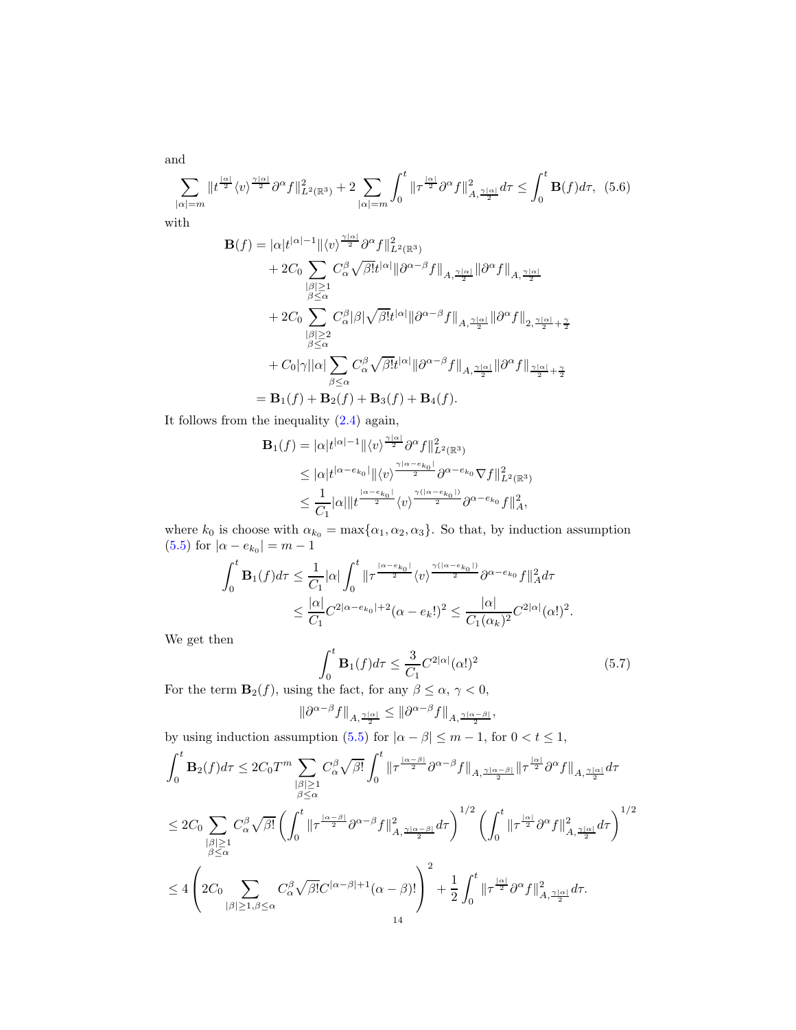and

$$\sum_{|\alpha|=m}\|t^{\frac{|\alpha|}{2}}\langle v\rangle^{\frac{\gamma|\alpha|}{2}}\partial^\alpha f\|^2_{L^2(\mathbb{R}^3)}+2\sum_{|\alpha|=m}\int_0^t\|\tau^{\frac{|\alpha|}{2}}\partial^\alpha f\|^2_{A,\frac{\gamma|\alpha|}{2}}d\tau\le\int_0^t\mathbf{B}(f)d\tau,\quad(5.6)$$

with

$$\begin{aligned}\mathbf{B}(f)&=|\alpha|t^{|\alpha|-1}\|\langle v\rangle^{\frac{\gamma|\alpha|}{2}}\partial^\alpha f\|^2_{L^2(\mathbb{R}^3)}\\&\quad+2C_0\sum_{\substack{|\beta|\ge1\\\beta\le\alpha}}C_\alpha^\beta\sqrt{\beta!}t^{|\alpha|}\|\partial^{\alpha-\beta}f\|_{A,\frac{\gamma|\alpha|}{2}}\|\partial^\alpha f\|_{A,\frac{\gamma|\alpha|}{2}}\\&\quad+2C_0\sum_{\substack{|\beta|\ge2\\\beta\le\alpha}}C_\alpha^\beta|\beta|\sqrt{\beta!}t^{|\alpha|}\|\partial^{\alpha-\beta}f\|_{A,\frac{\gamma|\alpha|}{2}}\|\partial^\alpha f\|_{2,\frac{\gamma|\alpha|}{2}+\frac{\gamma}{2}}\\&\quad+C_0|\gamma||\alpha|\sum_{\beta\le\alpha}C_\alpha^\beta\sqrt{\beta!}t^{|\alpha|}\|\partial^{\alpha-\beta}f\|_{A,\frac{\gamma|\alpha|}{2}}\|\partial^\alpha f\|_{\frac{\gamma|\alpha|}{2}+\frac{\gamma}{2}}\\&=\mathbf{B}_1(f)+\mathbf{B}_2(f)+\mathbf{B}_3(f)+\mathbf{B}_4(f).\end{aligned}$$

It follows from the inequality (2.4) again,

$$\begin{aligned}\mathbf{B}_1(f)&=|\alpha|t^{|\alpha|-1}\|\langle v\rangle^{\frac{\gamma|\alpha|}{2}}\partial^\alpha f\|^2_{L^2(\mathbb{R}^3)}\\&\le|\alpha|t^{|\alpha-e_{k_0}|}\|\langle v\rangle^{\frac{\gamma|\alpha-e_{k_0}|}{2}}\partial^{\alpha-e_{k_0}}\nabla f\|^2_{L^2(\mathbb{R}^3)}\\&\le\frac{1}{C_1}|\alpha|\|t^{\frac{|\alpha-e_{k_0}|}{2}}\langle v\rangle^{\frac{\gamma(|\alpha-e_{k_0}|)}{2}}\partial^{\alpha-e_{k_0}}f\|^2_A,\end{aligned}$$

where $k_0$ is choose with $\alpha_{k_0}=\max\{\alpha_1,\alpha_2,\alpha_3\}$. So that, by induction assumption (5.5) for $|\alpha-e_{k_0}|=m-1$

$$\begin{aligned}\int_0^t\mathbf{B}_1(f)d\tau&\le\frac{1}{C_1}|\alpha|\int_0^t\|\tau^{\frac{|\alpha-e_{k_0}|}{2}}\langle v\rangle^{\frac{\gamma(|\alpha-e_{k_0}|)}{2}}\partial^{\alpha-e_{k_0}}f\|^2_A d\tau\\&\le\frac{|\alpha|}{C_1}C^{2|\alpha-e_{k_0}|+2}(\alpha-e_k!)^2\le\frac{|\alpha|}{C_1(\alpha_k)^2}C^{2|\alpha|}(\alpha!)^2.\end{aligned}$$

We get then

$$\int_0^t\mathbf{B}_1(f)d\tau\le\frac{3}{C_1}C^{2|\alpha|}(\alpha!)^2\tag{5.7}$$

For the term $\mathbf{B}_2(f)$, using the fact, for any $\beta\le\alpha$, $\gamma<0$,

$$\|\partial^{\alpha-\beta}f\|_{A,\frac{\gamma|\alpha|}{2}}\le\|\partial^{\alpha-\beta}f\|_{A,\frac{\gamma|\alpha-\beta|}{2}},$$

by using induction assumption (5.5) for $|\alpha-\beta|\le m-1$, for $0<t\le1$,

$$\begin{aligned}&\int_0^t\mathbf{B}_2(f)d\tau\le2C_0T^m\sum_{\substack{|\beta|\ge1\\\beta\le\alpha}}C_\alpha^\beta\sqrt{\beta!}\int_0^t\|\tau^{\frac{|\alpha-\beta|}{2}}\partial^{\alpha-\beta}f\|_{A,\frac{\gamma|\alpha-\beta|}{2}}\|\tau^{\frac{|\alpha|}{2}}\partial^\alpha f\|_{A,\frac{\gamma|\alpha|}{2}}d\tau\\&\le2C_0\sum_{\substack{|\beta|\ge1\\\beta\le\alpha}}C_\alpha^\beta\sqrt{\beta!}\left(\int_0^t\|\tau^{\frac{|\alpha-\beta|}{2}}\partial^{\alpha-\beta}f\|^2_{A,\frac{\gamma|\alpha-\beta|}{2}}d\tau\right)^{1/2}\left(\int_0^t\|\tau^{\frac{|\alpha|}{2}}\partial^\alpha f\|^2_{A,\frac{\gamma|\alpha|}{2}}d\tau\right)^{1/2}\\&\le4\left(2C_0\sum_{|\beta|\ge1,\beta\le\alpha}C_\alpha^\beta\sqrt{\beta!}C^{|\alpha-\beta|+1}(\alpha-\beta)!\right)^2+\frac{1}{2}\int_0^t\|\tau^{\frac{|\alpha|}{2}}\partial^\alpha f\|^2_{A,\frac{\gamma|\alpha|}{2}}d\tau.\end{aligned}$$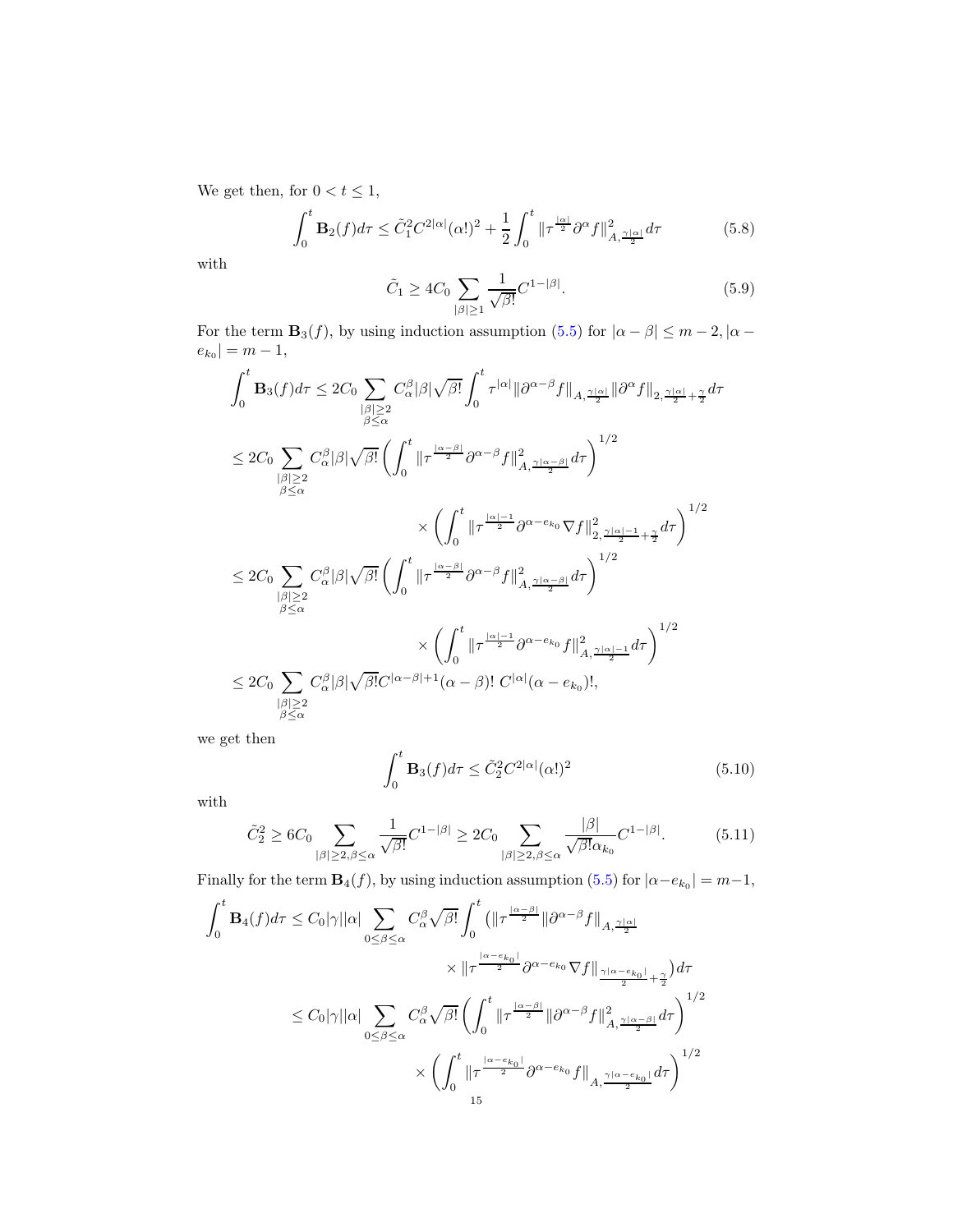We get then, for $0 < t \leq 1$,

$$\int_0^t \mathbf{B}_2(f) d\tau \leq \tilde{C}_1^2 C^{2|\alpha|}(\alpha!)^2 + \frac{1}{2}\int_0^t \|\tau^{\frac{|\alpha|}{2}}\partial^\alpha f\|^2_{A,\frac{\gamma|\alpha|}{2}} d\tau \tag{5.8}$$

with

$$\tilde{C}_1 \geq 4C_0 \sum_{|\beta|\geq 1} \frac{1}{\sqrt{\beta!}} C^{1-|\beta|}. \tag{5.9}$$

For the term $\mathbf{B}_3(f)$, by using induction assumption (5.5) for $|\alpha-\beta| \leq m-2, |\alpha - e_{k_0}| = m-1$,

$$\begin{aligned}
\int_0^t \mathbf{B}_3(f) d\tau &\leq 2C_0 \sum_{\substack{|\beta|\geq 2\\ \beta\leq\alpha}} C_\alpha^\beta |\beta| \sqrt{\beta!} \int_0^t \tau^{|\alpha|} \|\partial^{\alpha-\beta} f\|_{A,\frac{\gamma|\alpha|}{2}} \|\partial^\alpha f\|_{2,\frac{\gamma|\alpha|}{2}+\frac{\gamma}{2}} d\tau \\
&\leq 2C_0 \sum_{\substack{|\beta|\geq 2\\ \beta\leq\alpha}} C_\alpha^\beta |\beta| \sqrt{\beta!} \left(\int_0^t \|\tau^{\frac{|\alpha-\beta|}{2}}\partial^{\alpha-\beta} f\|^2_{A,\frac{\gamma|\alpha-\beta|}{2}} d\tau\right)^{1/2} \\
&\qquad\qquad \times \left(\int_0^t \|\tau^{\frac{|\alpha|-1}{2}}\partial^{\alpha-e_{k_0}} \nabla f\|^2_{2,\frac{\gamma|\alpha|-1}{2}+\frac{\gamma}{2}} d\tau\right)^{1/2} \\
&\leq 2C_0 \sum_{\substack{|\beta|\geq 2\\ \beta\leq\alpha}} C_\alpha^\beta |\beta| \sqrt{\beta!} \left(\int_0^t \|\tau^{\frac{|\alpha-\beta|}{2}}\partial^{\alpha-\beta} f\|^2_{A,\frac{\gamma|\alpha-\beta|}{2}} d\tau\right)^{1/2} \\
&\qquad\qquad \times \left(\int_0^t \|\tau^{\frac{|\alpha|-1}{2}}\partial^{\alpha-e_{k_0}} f\|^2_{A,\frac{\gamma|\alpha|-1}{2}} d\tau\right)^{1/2} \\
&\leq 2C_0 \sum_{\substack{|\beta|\geq 2\\ \beta\leq\alpha}} C_\alpha^\beta |\beta| \sqrt{\beta!} C^{|\alpha-\beta|+1}(\alpha-\beta)!\; C^{|\alpha|}(\alpha-e_{k_0})!,
\end{aligned}$$

we get then

$$\int_0^t \mathbf{B}_3(f) d\tau \leq \tilde{C}_2^2 C^{2|\alpha|}(\alpha!)^2 \tag{5.10}$$

with

$$\tilde{C}_2^2 \geq 6C_0 \sum_{|\beta|\geq 2, \beta\leq\alpha} \frac{1}{\sqrt{\beta!}} C^{1-|\beta|} \geq 2C_0 \sum_{|\beta|\geq 2,\beta\leq\alpha} \frac{|\beta|}{\sqrt{\beta!}\alpha_{k_0}} C^{1-|\beta|}. \tag{5.11}$$

Finally for the term $\mathbf{B}_4(f)$, by using induction assumption (5.5) for $|\alpha - e_{k_0}| = m-1$,

$$\begin{aligned}
\int_0^t \mathbf{B}_4(f) d\tau &\leq C_0 |\gamma||\alpha| \sum_{0\leq\beta\leq\alpha} C_\alpha^\beta \sqrt{\beta!} \int_0^t \big(\|\tau^{\frac{|\alpha-\beta|}{2}}\|\partial^{\alpha-\beta} f\|_{A,\frac{\gamma|\alpha|}{2}} \\
&\qquad\qquad \times \|\tau^{\frac{|\alpha-e_{k_0}|}{2}}\partial^{\alpha-e_{k_0}}\nabla f\|_{\frac{\gamma|\alpha-e_{k_0}|}{2}+\frac{\gamma}{2}}\big) d\tau \\
&\leq C_0 |\gamma||\alpha| \sum_{0\leq\beta\leq\alpha} C_\alpha^\beta \sqrt{\beta!} \left(\int_0^t \|\tau^{\frac{|\alpha-\beta|}{2}}\|\partial^{\alpha-\beta} f\|^2_{A,\frac{\gamma|\alpha-\beta|}{2}} d\tau\right)^{1/2} \\
&\qquad\qquad \times \left(\int_0^t \|\tau^{\frac{|\alpha-e_{k_0}|}{2}}\partial^{\alpha-e_{k_0}} f\|_{A,\frac{\gamma|\alpha-e_{k_0}|}{2}} d\tau\right)^{1/2}
\end{aligned}$$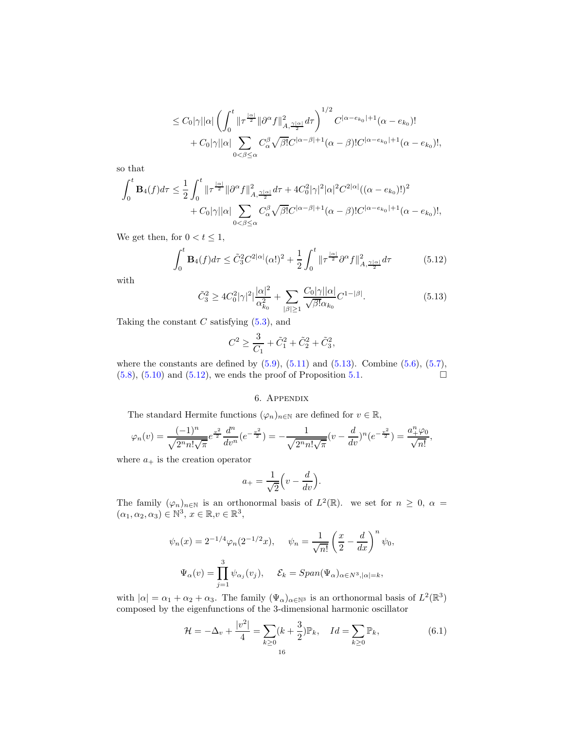$$
\begin{aligned}
&\leq C_0|\gamma||\alpha|\left(\int_0^t \|\tau^{\frac{|\alpha|}{2}}\|\partial^\alpha f\|^2_{A,\frac{\gamma|\alpha|}{2}}d\tau\right)^{1/2} C^{|\alpha-e_{k_0}|+1}(\alpha-e_{k_0})! \\
&\quad + C_0|\gamma||\alpha|\sum_{0<\beta\leq\alpha} C_\alpha^\beta\sqrt{\beta!}C^{|\alpha-\beta|+1}(\alpha-\beta)!C^{|\alpha-e_{k_0}|+1}(\alpha-e_{k_0})!,
\end{aligned}
$$

so that

$$
\begin{aligned}
\int_0^t \mathbf{B}_4(f)d\tau &\leq \frac{1}{2}\int_0^t \|\tau^{\frac{|\alpha|}{2}}\|\partial^\alpha f\|^2_{A,\frac{\gamma|\alpha|}{2}}d\tau + 4C_0^2|\gamma|^2|\alpha|^2C^{2|\alpha|}((\alpha-e_{k_0})!)^2 \\
&\quad + C_0|\gamma||\alpha|\sum_{0<\beta\leq\alpha} C_\alpha^\beta\sqrt{\beta!}C^{|\alpha-\beta|+1}(\alpha-\beta)!C^{|\alpha-e_{k_0}|+1}(\alpha-e_{k_0})!,
\end{aligned}
$$

We get then, for $0<t\leq 1$,

$$
\int_0^t \mathbf{B}_4(f)d\tau \leq \tilde{C}_3^2C^{2|\alpha|}(\alpha!)^2 + \frac{1}{2}\int_0^t \|\tau^{\frac{|\alpha|}{2}}\partial^\alpha f\|^2_{A,\frac{\gamma|\alpha|}{2}}d\tau \tag{5.12}
$$

with

$$
\tilde{C}_3^2 \geq 4C_0^2|\gamma|^2\frac{|\alpha|^2}{\alpha_{k_0}^2} + \sum_{|\beta|\geq 1}\frac{C_0|\gamma||\alpha|}{\sqrt{\beta!}\alpha_{k_0}}C^{1-|\beta|}. \tag{5.13}
$$

Taking the constant $C$ satisfying (5.3), and

$$
C^2 \geq \frac{3}{C_1} + \tilde{C}_1^2 + \tilde{C}_2^2 + \tilde{C}_3^2,
$$

where the constants are defined by (5.9), (5.11) and (5.13). Combine (5.6), (5.7), (5.8), (5.10) and (5.12), we ends the proof of Proposition 5.1. □

## 6. Appendix

The standard Hermite functions $(\varphi_n)_{n\in\mathbb{N}}$ are defined for $v\in\mathbb{R}$,

$$
\varphi_n(v) = \frac{(-1)^n}{\sqrt{2^nn!\sqrt{\pi}}}e^{\frac{v^2}{2}}\frac{d^n}{dv^n}(e^{-\frac{v^2}{2}}) = -\frac{1}{\sqrt{2^nn!\sqrt{\pi}}}(v-\frac{d}{dv})^n(e^{-\frac{v^2}{2}}) = \frac{a_+^n\varphi_0}{\sqrt{n!}},
$$

where $a_+$ is the creation operator

$$
a_+ = \frac{1}{\sqrt{2}}\Big(v-\frac{d}{dv}\Big).
$$

The family $(\varphi_n)_{n\in\mathbb{N}}$ is an orthonormal basis of $L^2(\mathbb{R})$. we set for $n\geq 0$, $\alpha=(\alpha_1,\alpha_2,\alpha_3)\in\mathbb{N}^3$, $x\in\mathbb{R}$, $v\in\mathbb{R}^3$,

$$
\psi_n(x) = 2^{-1/4}\varphi_n(2^{-1/2}x), \qquad \psi_n = \frac{1}{\sqrt{n!}}\left(\frac{x}{2}-\frac{d}{dx}\right)^n\psi_0,
$$

$$
\Psi_\alpha(v) = \prod_{j=1}^3\psi_{\alpha_j}(v_j), \qquad \mathcal{E}_k = Span(\Psi_\alpha)_{\alpha\in N^3,|\alpha|=k},
$$

with $|\alpha|=\alpha_1+\alpha_2+\alpha_3$. The family $(\Psi_\alpha)_{\alpha\in\mathbb{N}^3}$ is an orthonormal basis of $L^2(\mathbb{R}^3)$ composed by the eigenfunctions of the 3-dimensional harmonic oscillator

$$
\mathcal{H} = -\Delta_v + \frac{|v^2|}{4} = \sum_{k\geq 0}(k+\frac{3}{2})\mathbb{P}_k, \quad Id = \sum_{k\geq 0}\mathbb{P}_k, \tag{6.1}
$$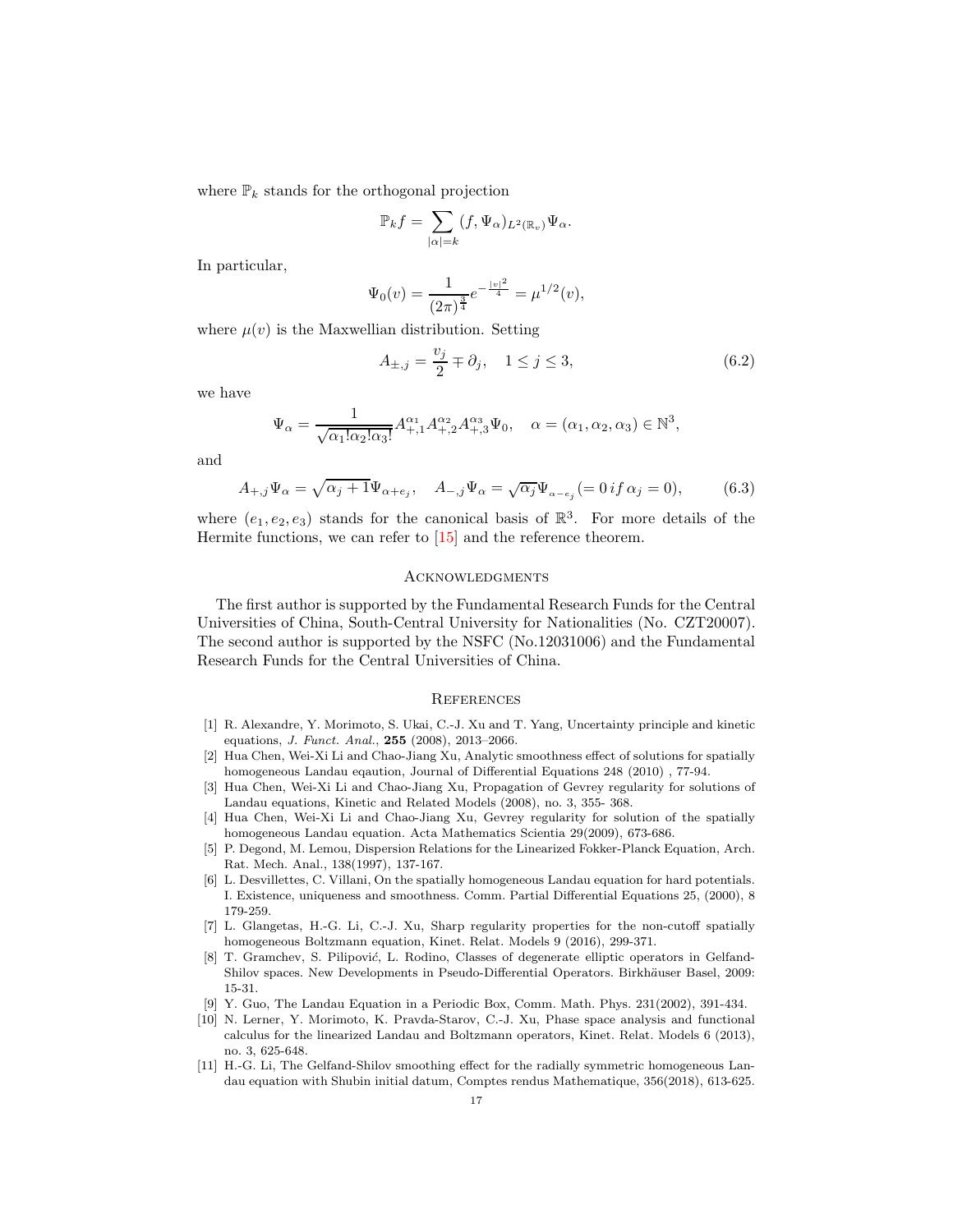where $\mathbb{P}_k$ stands for the orthogonal projection

$$\mathbb{P}_k f = \sum_{|\alpha|=k} (f, \Psi_\alpha)_{L^2(\mathbb{R}_v)} \Psi_\alpha.$$

In particular,

$$\Psi_0(v) = \frac{1}{(2\pi)^{\frac{3}{4}}} e^{-\frac{|v|^2}{4}} = \mu^{1/2}(v),$$

where $\mu(v)$ is the Maxwellian distribution. Setting

$$A_{\pm,j} = \frac{v_j}{2} \mp \partial_j, \quad 1 \le j \le 3, \tag{6.2}$$

we have

$$\Psi_\alpha = \frac{1}{\sqrt{\alpha_1!\alpha_2!\alpha_3!}} A_{+,1}^{\alpha_1} A_{+,2}^{\alpha_2} A_{+,3}^{\alpha_3} \Psi_0, \quad \alpha = (\alpha_1, \alpha_2, \alpha_3) \in \mathbb{N}^3,$$

and

$$A_{+,j}\Psi_\alpha = \sqrt{\alpha_j + 1}\Psi_{\alpha+e_j}, \quad A_{-,j}\Psi_\alpha = \sqrt{\alpha_j}\Psi_{\alpha-e_j} (= 0 \, if \, \alpha_j = 0), \tag{6.3}$$

where $(e_1, e_2, e_3)$ stands for the canonical basis of $\mathbb{R}^3$. For more details of the Hermite functions, we can refer to [15] and the reference theorem.

## Acknowledgments

The first author is supported by the Fundamental Research Funds for the Central Universities of China, South-Central University for Nationalities (No. CZT20007). The second author is supported by the NSFC (No.12031006) and the Fundamental Research Funds for the Central Universities of China.

## References

[1] R. Alexandre, Y. Morimoto, S. Ukai, C.-J. Xu and T. Yang, Uncertainty principle and kinetic equations, *J. Funct. Anal.*, **255** (2008), 2013–2066.

[2] Hua Chen, Wei-Xi Li and Chao-Jiang Xu, Analytic smoothness effect of solutions for spatially homogeneous Landau eqaution, Journal of Differential Equations 248 (2010) , 77-94.

[3] Hua Chen, Wei-Xi Li and Chao-Jiang Xu, Propagation of Gevrey regularity for solutions of Landau equations, Kinetic and Related Models (2008), no. 3, 355- 368.

[4] Hua Chen, Wei-Xi Li and Chao-Jiang Xu, Gevrey regularity for solution of the spatially homogeneous Landau equation. Acta Mathematics Scientia 29(2009), 673-686.

[5] P. Degond, M. Lemou, Dispersion Relations for the Linearized Fokker-Planck Equation, Arch. Rat. Mech. Anal., 138(1997), 137-167.

[6] L. Desvillettes, C. Villani, On the spatially homogeneous Landau equation for hard potentials. I. Existence, uniqueness and smoothness. Comm. Partial Differential Equations 25, (2000), 8 179-259.

[7] L. Glangetas, H.-G. Li, C.-J. Xu, Sharp regularity properties for the non-cutoff spatially homogeneous Boltzmann equation, Kinet. Relat. Models 9 (2016), 299-371.

[8] T. Gramchev, S. Pilipović, L. Rodino, Classes of degenerate elliptic operators in Gelfand-Shilov spaces. New Developments in Pseudo-Differential Operators. Birkhäuser Basel, 2009: 15-31.

[9] Y. Guo, The Landau Equation in a Periodic Box, Comm. Math. Phys. 231(2002), 391-434.

[10] N. Lerner, Y. Morimoto, K. Pravda-Starov, C.-J. Xu, Phase space analysis and functional calculus for the linearized Landau and Boltzmann operators, Kinet. Relat. Models 6 (2013), no. 3, 625-648.

[11] H.-G. Li, The Gelfand-Shilov smoothing effect for the radially symmetric homogeneous Landau equation with Shubin initial datum, Comptes rendus Mathematique, 356(2018), 613-625.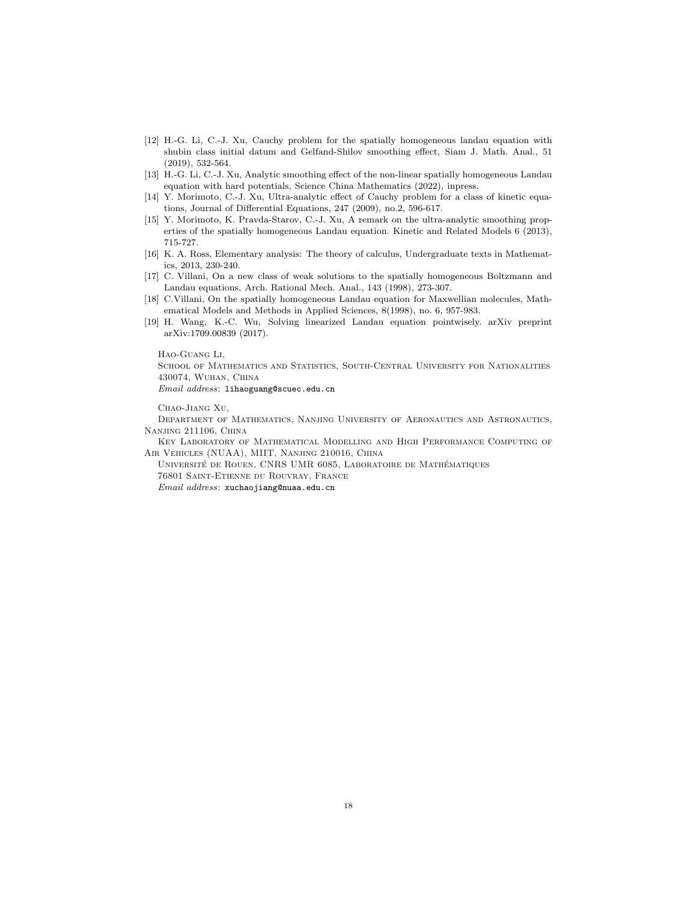[12] H.-G. Li, C.-J. Xu, Cauchy problem for the spatially homogeneous landau equation with shubin class initial datum and Gelfand-Shilov smoothing effect, Siam J. Math. Anal., 51 (2019), 532-564.

[13] H.-G. Li, C.-J. Xu, Analytic smoothing effect of the non-linear spatially homogeneous Landau equation with hard potentials, Science China Mathematics (2022), inpress.

[14] Y. Morimoto, C.-J. Xu, Ultra-analytic effect of Cauchy problem for a class of kinetic equations, Journal of Differential Equations, 247 (2009), no.2, 596-617.

[15] Y. Morimoto, K. Pravda-Starov, C.-J. Xu, A remark on the ultra-analytic smoothing properties of the spatially homogeneous Landau equation. Kinetic and Related Models 6 (2013), 715-727.

[16] K. A. Ross, Elementary analysis: The theory of calculus, Undergraduate texts in Mathematics, 2013, 230-240.

[17] C. Villani, On a new class of weak solutions to the spatially homogeneous Boltzmann and Landau equations, Arch. Rational Mech. Anal., 143 (1998), 273-307.

[18] C.Villani, On the spatially homogeneous Landau equation for Maxwellian molecules, Mathematical Models and Methods in Applied Sciences, 8(1998), no. 6, 957-983.

[19] H. Wang, K.-C. Wu, Solving linearized Landau equation pointwisely. arXiv preprint arXiv:1709.00839 (2017).

Hao-Guang Li,
School of Mathematics and Statistics, South-Central University for Nationalities 430074, Wuhan, China
*Email address*: lihaoguang@scuec.edu.cn

Chao-Jiang Xu,
Department of Mathematics, Nanjing University of Aeronautics and Astronautics, Nanjing 211106, China
Key Laboratory of Mathematical Modelling and High Performance Computing of Air Vehicles (NUAA), MIIT, Nanjing 210016, China
Université de Rouen, CNRS UMR 6085, Laboratoire de Mathématiques
76801 Saint-Etienne du Rouvray, France
*Email address*: xuchaojiang@nuaa.edu.cn